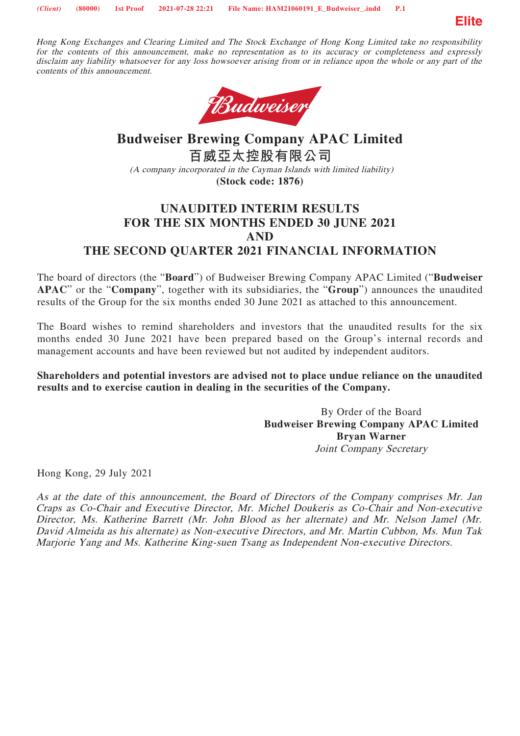*Hong Kong Exchanges and Clearing Limited and The Stock Exchange of Hong Kong Limited take no responsibility for the contents of this announcement, make no representation as to its accuracy or completeness and expressly disclaim any liability whatsoever for any loss howsoever arising from or in reliance upon the whole or any part of the contents of this announcement.*

# Budweiser Brewing Company APAC Limited
# 百威亞太控股有限公司

*(A company incorporated in the Cayman Islands with limited liability)*

**(Stock code: 1876)**

## UNAUDITED INTERIM RESULTS FOR THE SIX MONTHS ENDED 30 JUNE 2021 AND THE SECOND QUARTER 2021 FINANCIAL INFORMATION

The board of directors (the "**Board**") of Budweiser Brewing Company APAC Limited ("**Budweiser APAC**" or the "**Company**", together with its subsidiaries, the "**Group**") announces the unaudited results of the Group for the six months ended 30 June 2021 as attached to this announcement.

The Board wishes to remind shareholders and investors that the unaudited results for the six months ended 30 June 2021 have been prepared based on the Group's internal records and management accounts and have been reviewed but not audited by independent auditors.

**Shareholders and potential investors are advised not to place undue reliance on the unaudited results and to exercise caution in dealing in the securities of the Company.**

By Order of the Board
**Budweiser Brewing Company APAC Limited**
**Bryan Warner**
*Joint Company Secretary*

Hong Kong, 29 July 2021

*As at the date of this announcement, the Board of Directors of the Company comprises Mr. Jan Craps as Co-Chair and Executive Director, Mr. Michel Doukeris as Co-Chair and Non-executive Director, Ms. Katherine Barrett (Mr. John Blood as her alternate) and Mr. Nelson Jamel (Mr. David Almeida as his alternate) as Non-executive Directors, and Mr. Martin Cubbon, Ms. Mun Tak Marjorie Yang and Ms. Katherine King-suen Tsang as Independent Non-executive Directors.*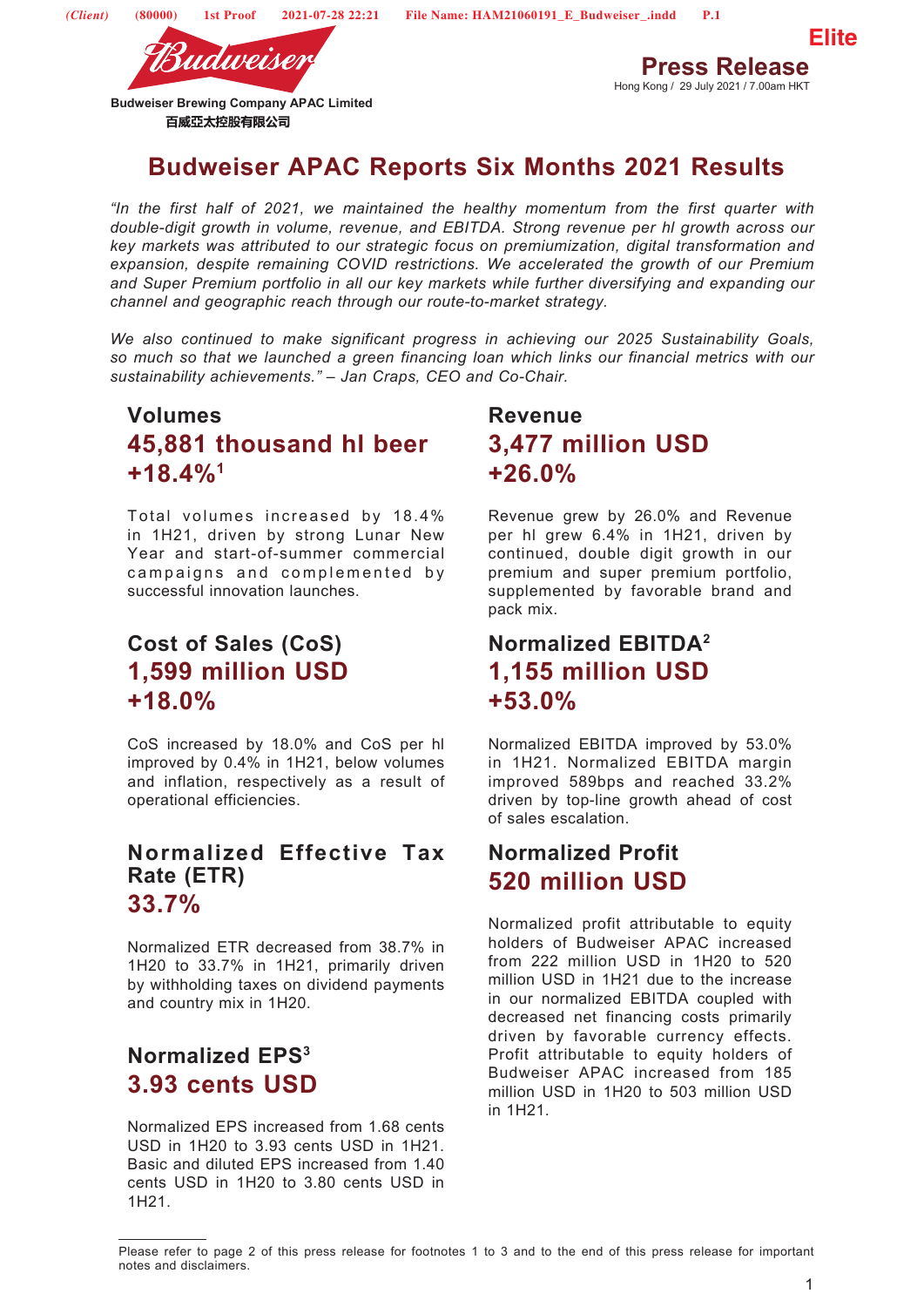Budweiser Brewing Company APAC Limited
百威亞太控股有限公司

Press Release
Hong Kong / 29 July 2021 / 7.00am HKT

# Budweiser APAC Reports Six Months 2021 Results

*"In the first half of 2021, we maintained the healthy momentum from the first quarter with double-digit growth in volume, revenue, and EBITDA. Strong revenue per hl growth across our key markets was attributed to our strategic focus on premiumization, digital transformation and expansion, despite remaining COVID restrictions. We accelerated the growth of our Premium and Super Premium portfolio in all our key markets while further diversifying and expanding our channel and geographic reach through our route-to-market strategy.*

*We also continued to make significant progress in achieving our 2025 Sustainability Goals, so much so that we launched a green financing loan which links our financial metrics with our sustainability achievements." – Jan Craps, CEO and Co-Chair.*

## Volumes

**45,881 thousand hl beer**
**+18.4%[1]**

Total volumes increased by 18.4% in 1H21, driven by strong Lunar New Year and start-of-summer commercial campaigns and complemented by successful innovation launches.

## Cost of Sales (CoS)

**1,599 million USD**
**+18.0%**

CoS increased by 18.0% and CoS per hl improved by 0.4% in 1H21, below volumes and inflation, respectively as a result of operational efficiencies.

## Normalized Effective Tax Rate (ETR)

**33.7%**

Normalized ETR decreased from 38.7% in 1H20 to 33.7% in 1H21, primarily driven by withholding taxes on dividend payments and country mix in 1H20.

## Normalized EPS[3]

**3.93 cents USD**

Normalized EPS increased from 1.68 cents USD in 1H20 to 3.93 cents USD in 1H21. Basic and diluted EPS increased from 1.40 cents USD in 1H20 to 3.80 cents USD in 1H21.

## Revenue

**3,477 million USD**
**+26.0%**

Revenue grew by 26.0% and Revenue per hl grew 6.4% in 1H21, driven by continued, double digit growth in our premium and super premium portfolio, supplemented by favorable brand and pack mix.

## Normalized EBITDA[2]

**1,155 million USD**
**+53.0%**

Normalized EBITDA improved by 53.0% in 1H21. Normalized EBITDA margin improved 589bps and reached 33.2% driven by top-line growth ahead of cost of sales escalation.

## Normalized Profit

**520 million USD**

Normalized profit attributable to equity holders of Budweiser APAC increased from 222 million USD in 1H20 to 520 million USD in 1H21 due to the increase in our normalized EBITDA coupled with decreased net financing costs primarily driven by favorable currency effects. Profit attributable to equity holders of Budweiser APAC increased from 185 million USD in 1H20 to 503 million USD in 1H21.

---

Please refer to page 2 of this press release for footnotes 1 to 3 and to the end of this press release for important notes and disclaimers.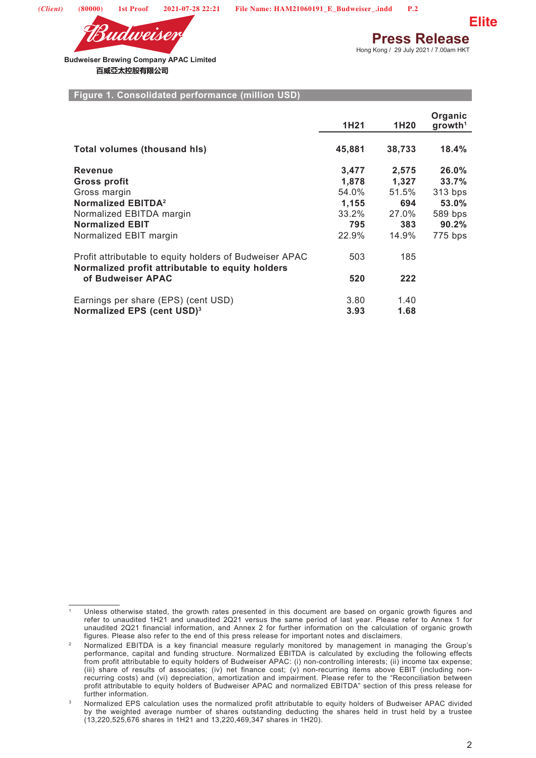**Budweiser Brewing Company APAC Limited**
**百威亞太控股有限公司**

**Press Release**
Hong Kong / 29 July 2021 / 7.00am HKT

**Figure 1. Consolidated performance (million USD)**

| | 1H21 | 1H20 | Organic growth[1] |
|---|---|---|---|
| **Total volumes (thousand hls)** | **45,881** | **38,733** | **18.4%** |
| **Revenue** | **3,477** | **2,575** | **26.0%** |
| **Gross profit** | **1,878** | **1,327** | **33.7%** |
| Gross margin | 54.0% | 51.5% | 313 bps |
| **Normalized EBITDA[2]** | **1,155** | **694** | **53.0%** |
| Normalized EBITDA margin | 33.2% | 27.0% | 589 bps |
| **Normalized EBIT** | **795** | **383** | **90.2%** |
| Normalized EBIT margin | 22.9% | 14.9% | 775 bps |
| Profit attributable to equity holders of Budweiser APAC | 503 | 185 | |
| **Normalized profit attributable to equity holders of Budweiser APAC** | **520** | **222** | |
| Earnings per share (EPS) (cent USD) | 3.80 | 1.40 | |
| **Normalized EPS (cent USD)[3]** | **3.93** | **1.68** | |

[1] Unless otherwise stated, the growth rates presented in this document are based on organic growth figures and refer to unaudited 1H21 and unaudited 2Q21 versus the same period of last year. Please refer to Annex 1 for unaudited 2Q21 financial information, and Annex 2 for further information on the calculation of organic growth figures. Please also refer to the end of this press release for important notes and disclaimers.

[2] Normalized EBITDA is a key financial measure regularly monitored by management in managing the Group's performance, capital and funding structure. Normalized EBITDA is calculated by excluding the following effects from profit attributable to equity holders of Budweiser APAC: (i) non-controlling interests; (ii) income tax expense; (iii) share of results of associates; (iv) net finance cost; (v) non-recurring items above EBIT (including non-recurring costs) and (vi) depreciation, amortization and impairment. Please refer to the "Reconciliation between profit attributable to equity holders of Budweiser APAC and normalized EBITDA" section of this press release for further information.

[3] Normalized EPS calculation uses the normalized profit attributable to equity holders of Budweiser APAC divided by the weighted average number of shares outstanding deducting the shares held in trust held by a trustee (13,220,525,676 shares in 1H21 and 13,220,469,347 shares in 1H20).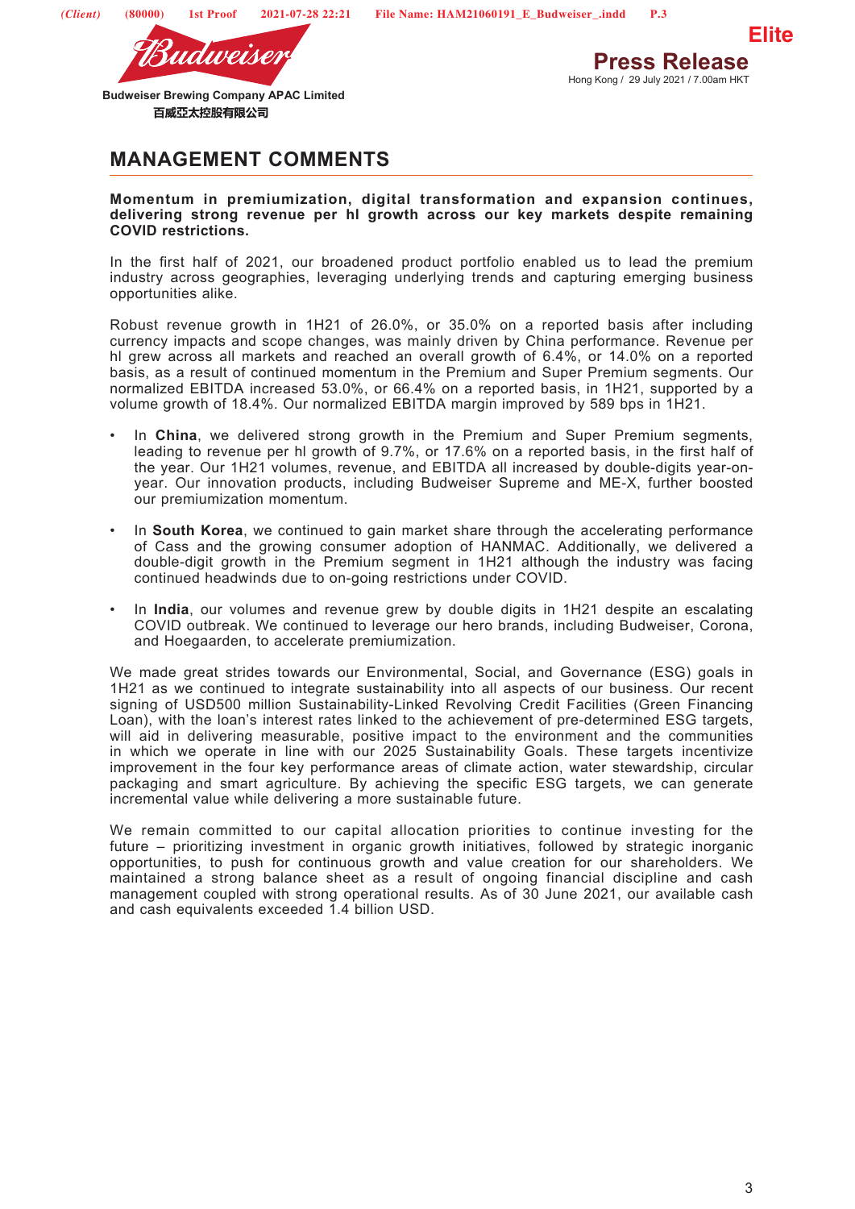# MANAGEMENT COMMENTS

**Momentum in premiumization, digital transformation and expansion continues, delivering strong revenue per hl growth across our key markets despite remaining COVID restrictions.**

In the first half of 2021, our broadened product portfolio enabled us to lead the premium industry across geographies, leveraging underlying trends and capturing emerging business opportunities alike.

Robust revenue growth in 1H21 of 26.0%, or 35.0% on a reported basis after including currency impacts and scope changes, was mainly driven by China performance. Revenue per hl grew across all markets and reached an overall growth of 6.4%, or 14.0% on a reported basis, as a result of continued momentum in the Premium and Super Premium segments. Our normalized EBITDA increased 53.0%, or 66.4% on a reported basis, in 1H21, supported by a volume growth of 18.4%. Our normalized EBITDA margin improved by 589 bps in 1H21.

- In **China**, we delivered strong growth in the Premium and Super Premium segments, leading to revenue per hl growth of 9.7%, or 17.6% on a reported basis, in the first half of the year. Our 1H21 volumes, revenue, and EBITDA all increased by double-digits year-on-year. Our innovation products, including Budweiser Supreme and ME-X, further boosted our premiumization momentum.

- In **South Korea**, we continued to gain market share through the accelerating performance of Cass and the growing consumer adoption of HANMAC. Additionally, we delivered a double-digit growth in the Premium segment in 1H21 although the industry was facing continued headwinds due to on-going restrictions under COVID.

- In **India**, our volumes and revenue grew by double digits in 1H21 despite an escalating COVID outbreak. We continued to leverage our hero brands, including Budweiser, Corona, and Hoegaarden, to accelerate premiumization.

We made great strides towards our Environmental, Social, and Governance (ESG) goals in 1H21 as we continued to integrate sustainability into all aspects of our business. Our recent signing of USD500 million Sustainability-Linked Revolving Credit Facilities (Green Financing Loan), with the loan's interest rates linked to the achievement of pre-determined ESG targets, will aid in delivering measurable, positive impact to the environment and the communities in which we operate in line with our 2025 Sustainability Goals. These targets incentivize improvement in the four key performance areas of climate action, water stewardship, circular packaging and smart agriculture. By achieving the specific ESG targets, we can generate incremental value while delivering a more sustainable future.

We remain committed to our capital allocation priorities to continue investing for the future – prioritizing investment in organic growth initiatives, followed by strategic inorganic opportunities, to push for continuous growth and value creation for our shareholders. We maintained a strong balance sheet as a result of ongoing financial discipline and cash management coupled with strong operational results. As of 30 June 2021, our available cash and cash equivalents exceeded 1.4 billion USD.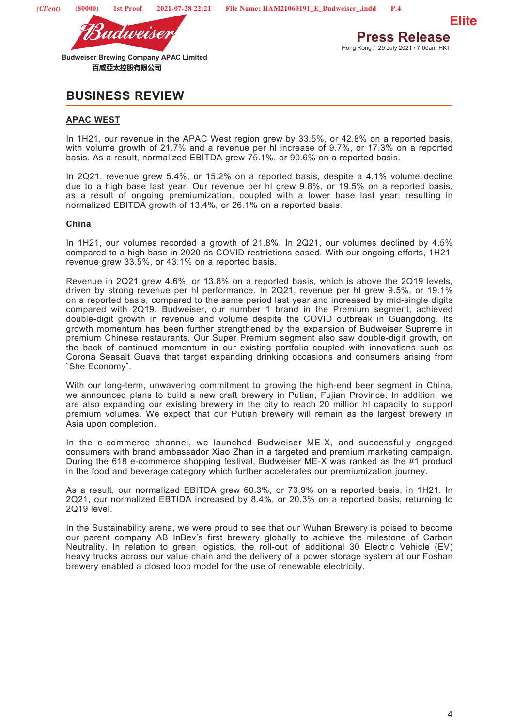# BUSINESS REVIEW

## APAC WEST

In 1H21, our revenue in the APAC West region grew by 33.5%, or 42.8% on a reported basis, with volume growth of 21.7% and a revenue per hl increase of 9.7%, or 17.3% on a reported basis. As a result, normalized EBITDA grew 75.1%, or 90.6% on a reported basis.

In 2Q21, revenue grew 5.4%, or 15.2% on a reported basis, despite a 4.1% volume decline due to a high base last year. Our revenue per hl grew 9.8%, or 19.5% on a reported basis, as a result of ongoing premiumization, coupled with a lower base last year, resulting in normalized EBITDA growth of 13.4%, or 26.1% on a reported basis.

### China

In 1H21, our volumes recorded a growth of 21.8%. In 2Q21, our volumes declined by 4.5% compared to a high base in 2020 as COVID restrictions eased. With our ongoing efforts, 1H21 revenue grew 33.5%, or 43.1% on a reported basis.

Revenue in 2Q21 grew 4.6%, or 13.8% on a reported basis, which is above the 2Q19 levels, driven by strong revenue per hl performance. In 2Q21, revenue per hl grew 9.5%, or 19.1% on a reported basis, compared to the same period last year and increased by mid-single digits compared with 2Q19. Budweiser, our number 1 brand in the Premium segment, achieved double-digit growth in revenue and volume despite the COVID outbreak in Guangdong. Its growth momentum has been further strengthened by the expansion of Budweiser Supreme in premium Chinese restaurants. Our Super Premium segment also saw double-digit growth, on the back of continued momentum in our existing portfolio coupled with innovations such as Corona Seasalt Guava that target expanding drinking occasions and consumers arising from "She Economy".

With our long-term, unwavering commitment to growing the high-end beer segment in China, we announced plans to build a new craft brewery in Putian, Fujian Province. In addition, we are also expanding our existing brewery in the city to reach 20 million hl capacity to support premium volumes. We expect that our Putian brewery will remain as the largest brewery in Asia upon completion.

In the e-commerce channel, we launched Budweiser ME-X, and successfully engaged consumers with brand ambassador Xiao Zhan in a targeted and premium marketing campaign. During the 618 e-commerce shopping festival, Budweiser ME-X was ranked as the #1 product in the food and beverage category which further accelerates our premiumization journey.

As a result, our normalized EBITDA grew 60.3%, or 73.9% on a reported basis, in 1H21. In 2Q21, our normalized EBTIDA increased by 8.4%, or 20.3% on a reported basis, returning to 2Q19 level.

In the Sustainability arena, we were proud to see that our Wuhan Brewery is poised to become our parent company AB InBev's first brewery globally to achieve the milestone of Carbon Neutrality. In relation to green logistics, the roll-out of additional 30 Electric Vehicle (EV) heavy trucks across our value chain and the delivery of a power storage system at our Foshan brewery enabled a closed loop model for the use of renewable electricity.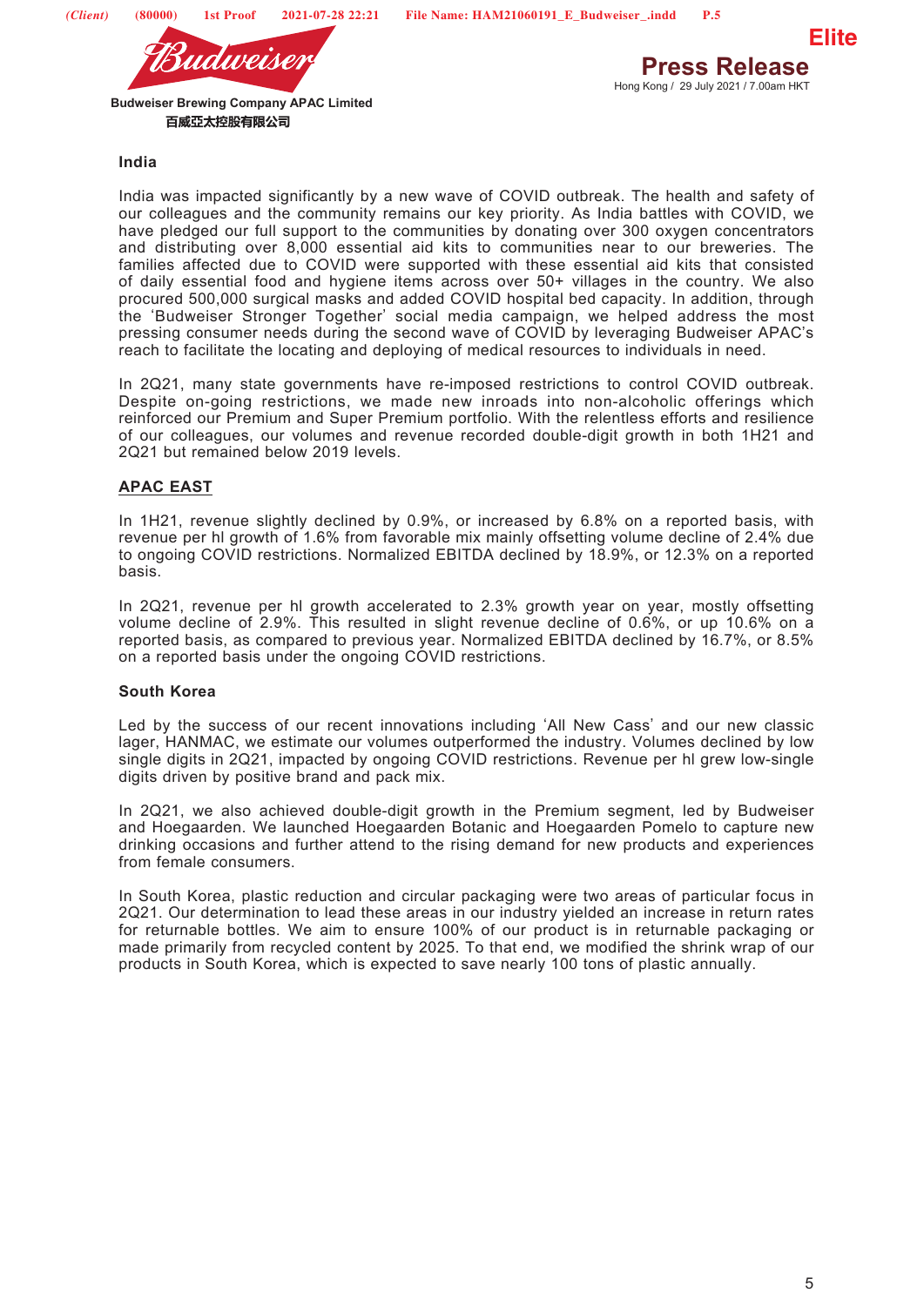### India

India was impacted significantly by a new wave of COVID outbreak. The health and safety of our colleagues and the community remains our key priority. As India battles with COVID, we have pledged our full support to the communities by donating over 300 oxygen concentrators and distributing over 8,000 essential aid kits to communities near to our breweries. The families affected due to COVID were supported with these essential aid kits that consisted of daily essential food and hygiene items across over 50+ villages in the country. We also procured 500,000 surgical masks and added COVID hospital bed capacity. In addition, through the 'Budweiser Stronger Together' social media campaign, we helped address the most pressing consumer needs during the second wave of COVID by leveraging Budweiser APAC's reach to facilitate the locating and deploying of medical resources to individuals in need.

In 2Q21, many state governments have re-imposed restrictions to control COVID outbreak. Despite on-going restrictions, we made new inroads into non-alcoholic offerings which reinforced our Premium and Super Premium portfolio. With the relentless efforts and resilience of our colleagues, our volumes and revenue recorded double-digit growth in both 1H21 and 2Q21 but remained below 2019 levels.

## APAC EAST

In 1H21, revenue slightly declined by 0.9%, or increased by 6.8% on a reported basis, with revenue per hl growth of 1.6% from favorable mix mainly offsetting volume decline of 2.4% due to ongoing COVID restrictions. Normalized EBITDA declined by 18.9%, or 12.3% on a reported basis.

In 2Q21, revenue per hl growth accelerated to 2.3% growth year on year, mostly offsetting volume decline of 2.9%. This resulted in slight revenue decline of 0.6%, or up 10.6% on a reported basis, as compared to previous year. Normalized EBITDA declined by 16.7%, or 8.5% on a reported basis under the ongoing COVID restrictions.

### South Korea

Led by the success of our recent innovations including 'All New Cass' and our new classic lager, HANMAC, we estimate our volumes outperformed the industry. Volumes declined by low single digits in 2Q21, impacted by ongoing COVID restrictions. Revenue per hl grew low-single digits driven by positive brand and pack mix.

In 2Q21, we also achieved double-digit growth in the Premium segment, led by Budweiser and Hoegaarden. We launched Hoegaarden Botanic and Hoegaarden Pomelo to capture new drinking occasions and further attend to the rising demand for new products and experiences from female consumers.

In South Korea, plastic reduction and circular packaging were two areas of particular focus in 2Q21. Our determination to lead these areas in our industry yielded an increase in return rates for returnable bottles. We aim to ensure 100% of our product is in returnable packaging or made primarily from recycled content by 2025. To that end, we modified the shrink wrap of our products in South Korea, which is expected to save nearly 100 tons of plastic annually.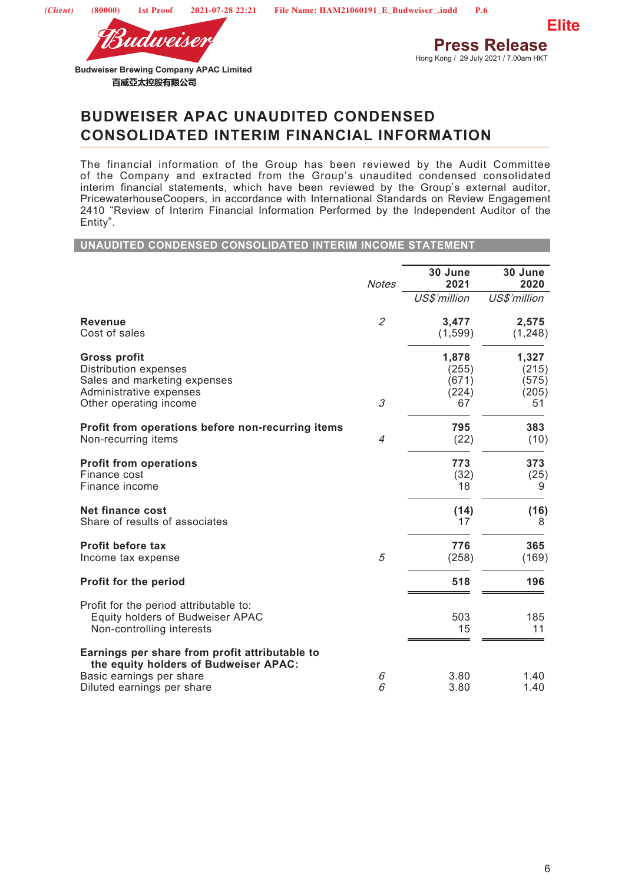Budweiser Brewing Company APAC Limited
百威亞太控股有限公司

**Elite**

**Press Release**
Hong Kong / 29 July 2021 / 7.00am HKT

# BUDWEISER APAC UNAUDITED CONDENSED CONSOLIDATED INTERIM FINANCIAL INFORMATION

The financial information of the Group has been reviewed by the Audit Committee of the Company and extracted from the Group's unaudited condensed consolidated interim financial statements, which have been reviewed by the Group's external auditor, PricewaterhouseCoopers, in accordance with International Standards on Review Engagement 2410 "Review of Interim Financial Information Performed by the Independent Auditor of the Entity".

## UNAUDITED CONDENSED CONSOLIDATED INTERIM INCOME STATEMENT

| | *Notes* | **30 June 2021** | **30 June 2020** |
|---|---|---|---|
| | | *US$'million* | *US$'million* |
| **Revenue** | *2* | **3,477** | **2,575** |
| Cost of sales | | (1,599) | (1,248) |
| **Gross profit** | | **1,878** | **1,327** |
| Distribution expenses | | (255) | (215) |
| Sales and marketing expenses | | (671) | (575) |
| Administrative expenses | | (224) | (205) |
| Other operating income | *3* | 67 | 51 |
| **Profit from operations before non-recurring items** | | **795** | **383** |
| Non-recurring items | *4* | (22) | (10) |
| **Profit from operations** | | **773** | **373** |
| Finance cost | | (32) | (25) |
| Finance income | | 18 | 9 |
| **Net finance cost** | | **(14)** | **(16)** |
| Share of results of associates | | 17 | 8 |
| **Profit before tax** | | **776** | **365** |
| Income tax expense | *5* | (258) | (169) |
| **Profit for the period** | | **518** | **196** |
| Profit for the period attributable to: | | | |
| Equity holders of Budweiser APAC | | 503 | 185 |
| Non-controlling interests | | 15 | 11 |
| **Earnings per share from profit attributable to the equity holders of Budweiser APAC:** | | | |
| Basic earnings per share | *6* | 3.80 | 1.40 |
| Diluted earnings per share | *6* | 3.80 | 1.40 |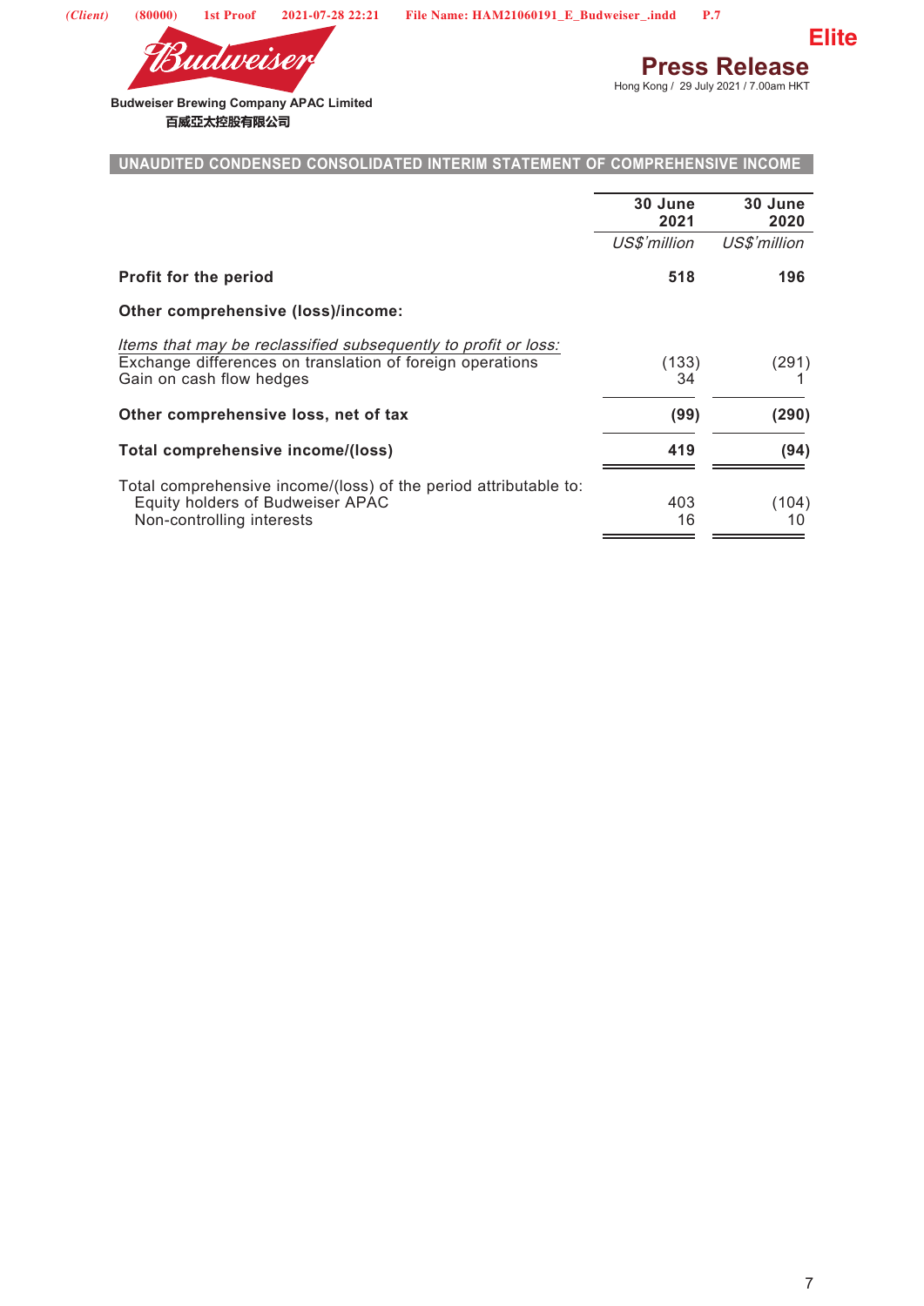Budweiser Brewing Company APAC Limited
百威亞太控股有限公司

# Press Release

Hong Kong / 29 July 2021 / 7.00am HKT

## UNAUDITED CONDENSED CONSOLIDATED INTERIM STATEMENT OF COMPREHENSIVE INCOME

| | 30 June 2021 | 30 June 2020 |
|---|---|---|
| | *US$'million* | *US$'million* |
| **Profit for the period** | **518** | **196** |
| **Other comprehensive (loss)/income:** | | |
| *Items that may be reclassified subsequently to profit or loss:* | | |
| Exchange differences on translation of foreign operations | (133) | (291) |
| Gain on cash flow hedges | 34 | 1 |
| **Other comprehensive loss, net of tax** | **(99)** | **(290)** |
| **Total comprehensive income/(loss)** | **419** | **(94)** |
| Total comprehensive income/(loss) of the period attributable to: | | |
| Equity holders of Budweiser APAC | 403 | (104) |
| Non-controlling interests | 16 | 10 |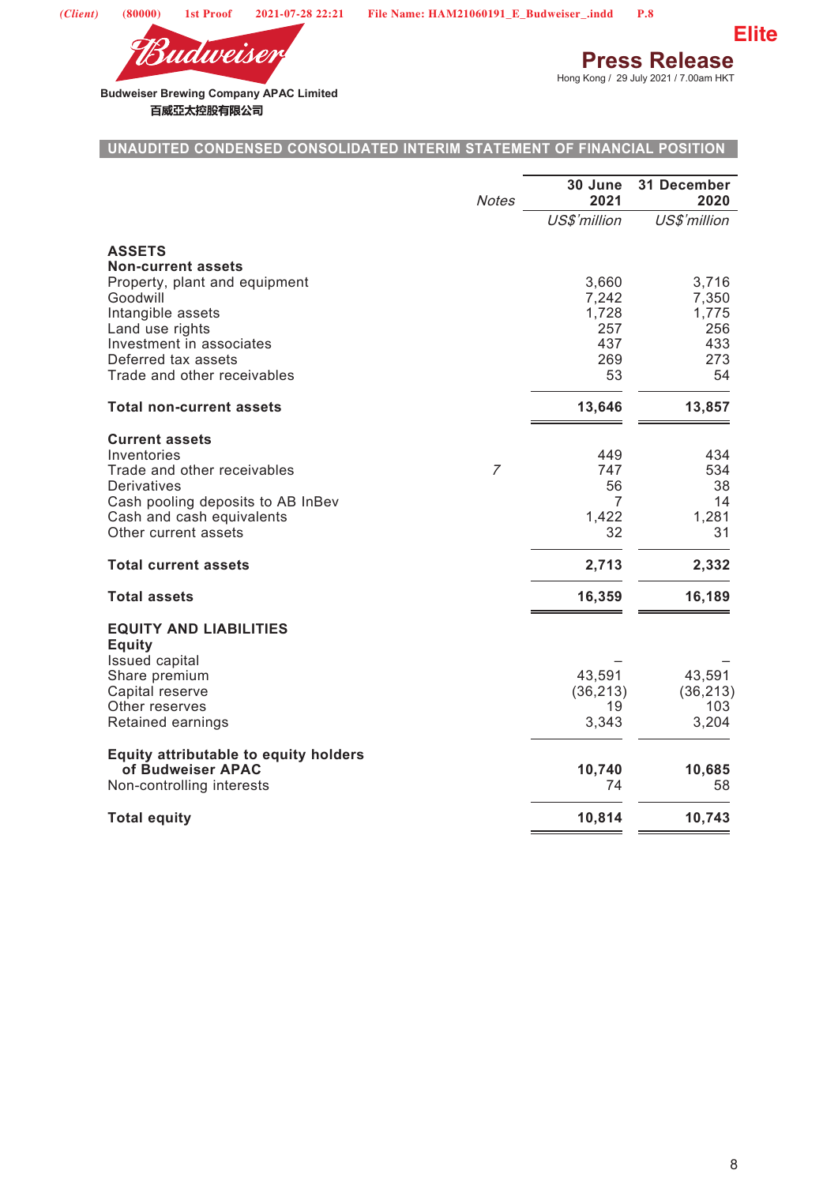Elite

**Press Release**

Hong Kong / 29 July 2021 / 7.00am HKT

Budweiser Brewing Company APAC Limited
百威亞太控股有限公司

## UNAUDITED CONDENSED CONSOLIDATED INTERIM STATEMENT OF FINANCIAL POSITION

| | *Notes* | 30 June 2021 | 31 December 2020 |
|---|---|---|---|
| | | *US$'million* | *US$'million* |
| **ASSETS** | | | |
| **Non-current assets** | | | |
| Property, plant and equipment | | 3,660 | 3,716 |
| Goodwill | | 7,242 | 7,350 |
| Intangible assets | | 1,728 | 1,775 |
| Land use rights | | 257 | 256 |
| Investment in associates | | 437 | 433 |
| Deferred tax assets | | 269 | 273 |
| Trade and other receivables | | 53 | 54 |
| **Total non-current assets** | | **13,646** | **13,857** |
| **Current assets** | | | |
| Inventories | | 449 | 434 |
| Trade and other receivables | *7* | 747 | 534 |
| Derivatives | | 56 | 38 |
| Cash pooling deposits to AB InBev | | 7 | 14 |
| Cash and cash equivalents | | 1,422 | 1,281 |
| Other current assets | | 32 | 31 |
| **Total current assets** | | **2,713** | **2,332** |
| **Total assets** | | **16,359** | **16,189** |
| **EQUITY AND LIABILITIES** | | | |
| **Equity** | | | |
| Issued capital | | – | – |
| Share premium | | 43,591 | 43,591 |
| Capital reserve | | (36,213) | (36,213) |
| Other reserves | | 19 | 103 |
| Retained earnings | | 3,343 | 3,204 |
| **Equity attributable to equity holders of Budweiser APAC** | | **10,740** | **10,685** |
| Non-controlling interests | | 74 | 58 |
| **Total equity** | | **10,814** | **10,743** |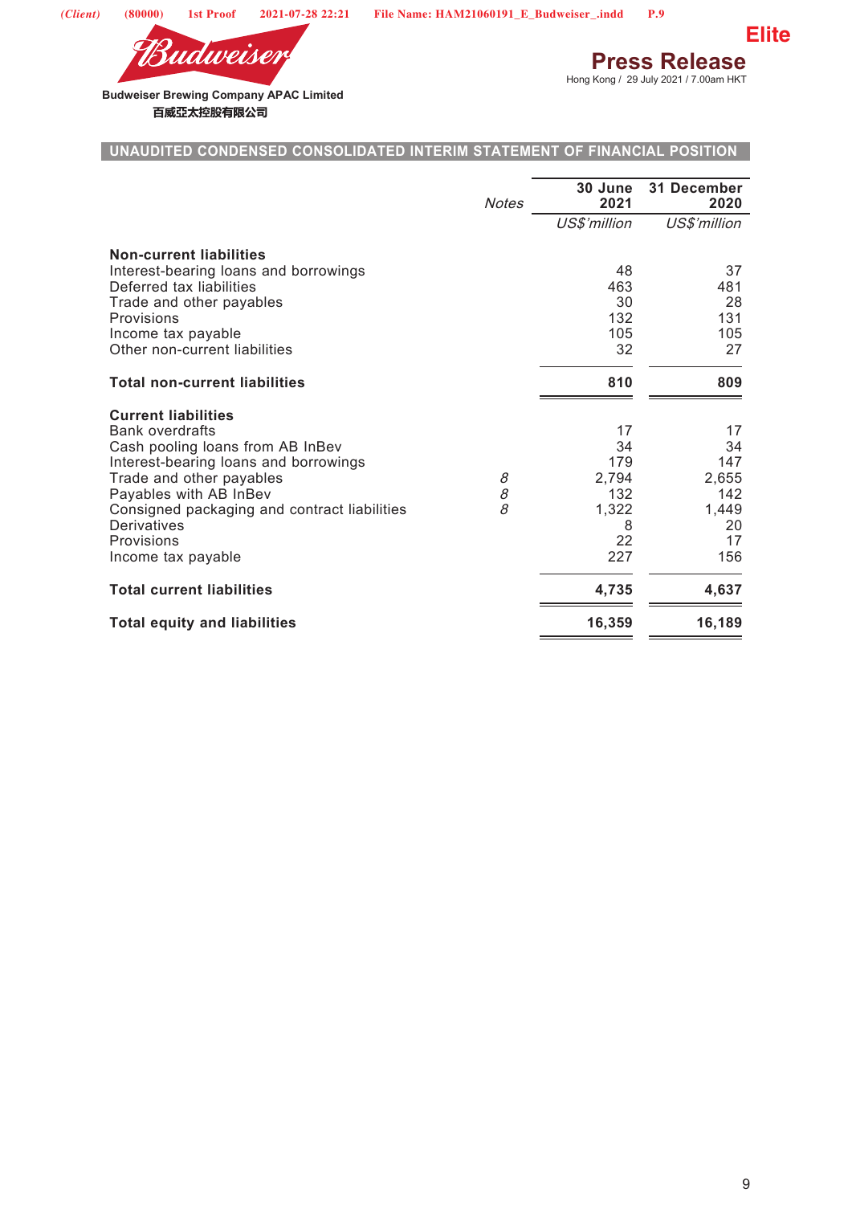Elite

**Press Release**

Hong Kong / 29 July 2021 / 7.00am HKT

Budweiser Brewing Company APAC Limited
百威亞太控股有限公司

## UNAUDITED CONDENSED CONSOLIDATED INTERIM STATEMENT OF FINANCIAL POSITION

| | *Notes* | 30 June 2021 | 31 December 2020 |
|---|---|---|---|
| | | *US$'million* | *US$'million* |
| **Non-current liabilities** | | | |
| Interest-bearing loans and borrowings | | 48 | 37 |
| Deferred tax liabilities | | 463 | 481 |
| Trade and other payables | | 30 | 28 |
| Provisions | | 132 | 131 |
| Income tax payable | | 105 | 105 |
| Other non-current liabilities | | 32 | 27 |
| **Total non-current liabilities** | | **810** | **809** |
| **Current liabilities** | | | |
| Bank overdrafts | | 17 | 17 |
| Cash pooling loans from AB InBev | | 34 | 34 |
| Interest-bearing loans and borrowings | | 179 | 147 |
| Trade and other payables | *8* | 2,794 | 2,655 |
| Payables with AB InBev | *8* | 132 | 142 |
| Consigned packaging and contract liabilities | *8* | 1,322 | 1,449 |
| Derivatives | | 8 | 20 |
| Provisions | | 22 | 17 |
| Income tax payable | | 227 | 156 |
| **Total current liabilities** | | **4,735** | **4,637** |
| **Total equity and liabilities** | | **16,359** | **16,189** |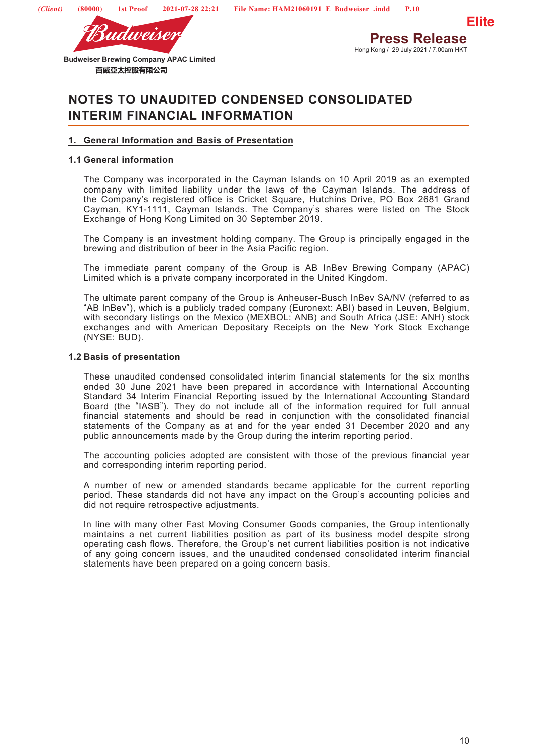# NOTES TO UNAUDITED CONDENSED CONSOLIDATED INTERIM FINANCIAL INFORMATION

## 1. General Information and Basis of Presentation

### 1.1 General information

The Company was incorporated in the Cayman Islands on 10 April 2019 as an exempted company with limited liability under the laws of the Cayman Islands. The address of the Company's registered office is Cricket Square, Hutchins Drive, PO Box 2681 Grand Cayman, KY1-1111, Cayman Islands. The Company's shares were listed on The Stock Exchange of Hong Kong Limited on 30 September 2019.

The Company is an investment holding company. The Group is principally engaged in the brewing and distribution of beer in the Asia Pacific region.

The immediate parent company of the Group is AB InBev Brewing Company (APAC) Limited which is a private company incorporated in the United Kingdom.

The ultimate parent company of the Group is Anheuser-Busch InBev SA/NV (referred to as "AB InBev"), which is a publicly traded company (Euronext: ABI) based in Leuven, Belgium, with secondary listings on the Mexico (MEXBOL: ANB) and South Africa (JSE: ANH) stock exchanges and with American Depositary Receipts on the New York Stock Exchange (NYSE: BUD).

### 1.2 Basis of presentation

These unaudited condensed consolidated interim financial statements for the six months ended 30 June 2021 have been prepared in accordance with International Accounting Standard 34 Interim Financial Reporting issued by the International Accounting Standard Board (the "IASB"). They do not include all of the information required for full annual financial statements and should be read in conjunction with the consolidated financial statements of the Company as at and for the year ended 31 December 2020 and any public announcements made by the Group during the interim reporting period.

The accounting policies adopted are consistent with those of the previous financial year and corresponding interim reporting period.

A number of new or amended standards became applicable for the current reporting period. These standards did not have any impact on the Group's accounting policies and did not require retrospective adjustments.

In line with many other Fast Moving Consumer Goods companies, the Group intentionally maintains a net current liabilities position as part of its business model despite strong operating cash flows. Therefore, the Group's net current liabilities position is not indicative of any going concern issues, and the unaudited condensed consolidated interim financial statements have been prepared on a going concern basis.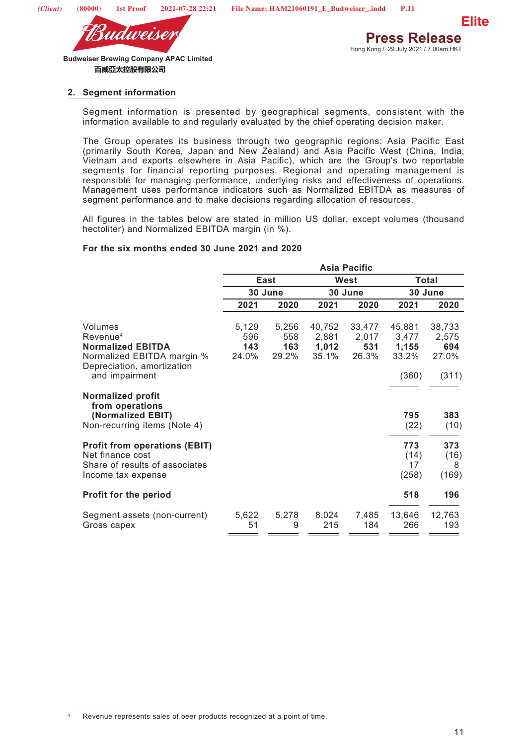## 2. Segment information

Segment information is presented by geographical segments, consistent with the information available to and regularly evaluated by the chief operating decision maker.

The Group operates its business through two geographic regions: Asia Pacific East (primarily South Korea, Japan and New Zealand) and Asia Pacific West (China, India, Vietnam and exports elsewhere in Asia Pacific), which are the Group's two reportable segments for financial reporting purposes. Regional and operating management is responsible for managing performance, underlying risks and effectiveness of operations. Management uses performance indicators such as Normalized EBITDA as measures of segment performance and to make decisions regarding allocation of resources.

All figures in the tables below are stated in million US dollar, except volumes (thousand hectoliter) and Normalized EBITDA margin (in %).

**For the six months ended 30 June 2021 and 2020**

| | Asia Pacific | | | | | |
|---|---|---|---|---|---|---|
| | East | | West | | Total | |
| | 30 June | | 30 June | | 30 June | |
| | 2021 | 2020 | 2021 | 2020 | 2021 | 2020 |
| Volumes | 5,129 | 5,256 | 40,752 | 33,477 | 45,881 | 38,733 |
| Revenue[4] | 596 | 558 | 2,881 | 2,017 | 3,477 | 2,575 |
| **Normalized EBITDA** | **143** | **163** | **1,012** | **531** | **1,155** | **694** |
| Normalized EBITDA margin % | 24.0% | 29.2% | 35.1% | 26.3% | 33.2% | 27.0% |
| Depreciation, amortization and impairment | | | | | (360) | (311) |
| **Normalized profit from operations (Normalized EBIT)** | | | | | **795** | **383** |
| Non-recurring items (Note 4) | | | | | (22) | (10) |
| **Profit from operations (EBIT)** | | | | | **773** | **373** |
| Net finance cost | | | | | (14) | (16) |
| Share of results of associates | | | | | 17 | 8 |
| Income tax expense | | | | | (258) | (169) |
| **Profit for the period** | | | | | **518** | **196** |
| Segment assets (non-current) | 5,622 | 5,278 | 8,024 | 7,485 | 13,646 | 12,763 |
| Gross capex | 51 | 9 | 215 | 184 | 266 | 193 |

[4] Revenue represents sales of beer products recognized at a point of time.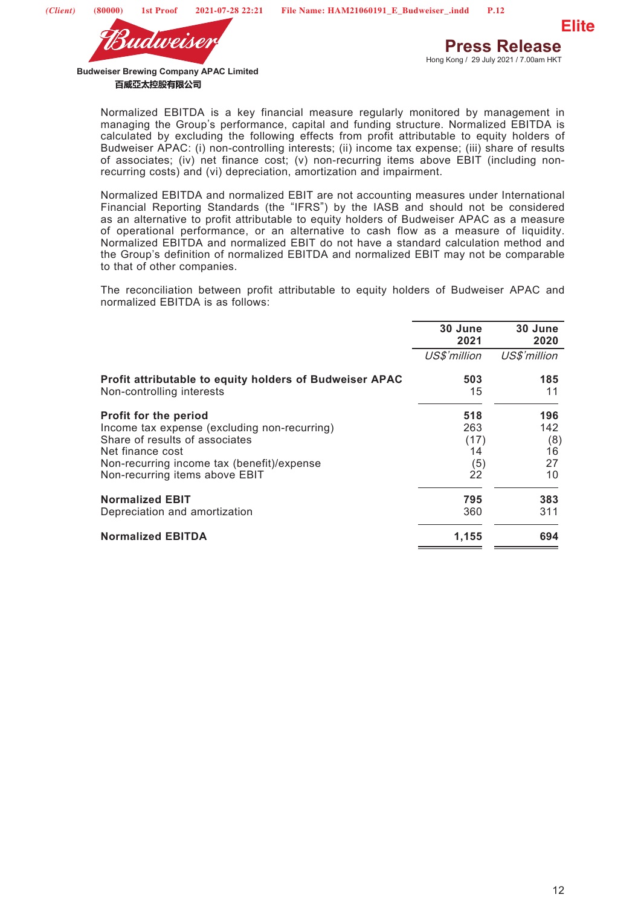Normalized EBITDA is a key financial measure regularly monitored by management in managing the Group's performance, capital and funding structure. Normalized EBITDA is calculated by excluding the following effects from profit attributable to equity holders of Budweiser APAC: (i) non-controlling interests; (ii) income tax expense; (iii) share of results of associates; (iv) net finance cost; (v) non-recurring items above EBIT (including non-recurring costs) and (vi) depreciation, amortization and impairment.

Normalized EBITDA and normalized EBIT are not accounting measures under International Financial Reporting Standards (the "IFRS") by the IASB and should not be considered as an alternative to profit attributable to equity holders of Budweiser APAC as a measure of operational performance, or an alternative to cash flow as a measure of liquidity. Normalized EBITDA and normalized EBIT do not have a standard calculation method and the Group's definition of normalized EBITDA and normalized EBIT may not be comparable to that of other companies.

The reconciliation between profit attributable to equity holders of Budweiser APAC and normalized EBITDA is as follows:

| | 30 June 2021 | 30 June 2020 |
|---|---|---|
| | *US$'million* | *US$'million* |
| **Profit attributable to equity holders of Budweiser APAC** | **503** | **185** |
| Non-controlling interests | 15 | 11 |
| **Profit for the period** | **518** | **196** |
| Income tax expense (excluding non-recurring) | 263 | 142 |
| Share of results of associates | (17) | (8) |
| Net finance cost | 14 | 16 |
| Non-recurring income tax (benefit)/expense | (5) | 27 |
| Non-recurring items above EBIT | 22 | 10 |
| **Normalized EBIT** | **795** | **383** |
| Depreciation and amortization | 360 | 311 |
| **Normalized EBITDA** | **1,155** | **694** |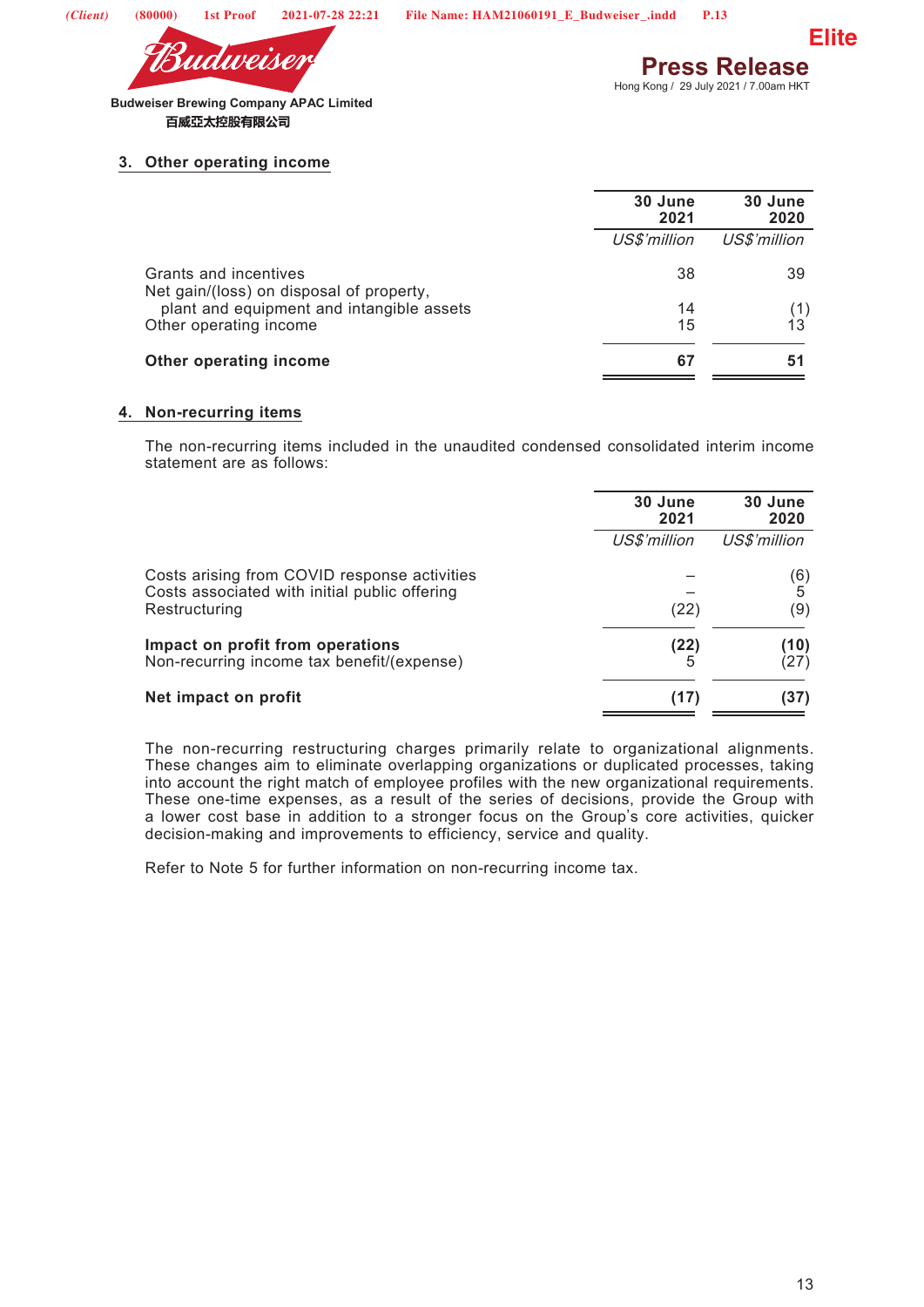## 3. Other operating income

| | 30 June 2021 | 30 June 2020 |
|---|---|---|
| | *US$'million* | *US$'million* |
| Grants and incentives | 38 | 39 |
| Net gain/(loss) on disposal of property, plant and equipment and intangible assets | 14 | (1) |
| Other operating income | 15 | 13 |
| **Other operating income** | **67** | **51** |

## 4. Non-recurring items

The non-recurring items included in the unaudited condensed consolidated interim income statement are as follows:

| | 30 June 2021 | 30 June 2020 |
|---|---|---|
| | *US$'million* | *US$'million* |
| Costs arising from COVID response activities | – | (6) |
| Costs associated with initial public offering | – | 5 |
| Restructuring | (22) | (9) |
| **Impact on profit from operations** | **(22)** | **(10)** |
| Non-recurring income tax benefit/(expense) | 5 | (27) |
| **Net impact on profit** | **(17)** | **(37)** |

The non-recurring restructuring charges primarily relate to organizational alignments. These changes aim to eliminate overlapping organizations or duplicated processes, taking into account the right match of employee profiles with the new organizational requirements. These one-time expenses, as a result of the series of decisions, provide the Group with a lower cost base in addition to a stronger focus on the Group's core activities, quicker decision-making and improvements to efficiency, service and quality.

Refer to Note 5 for further information on non-recurring income tax.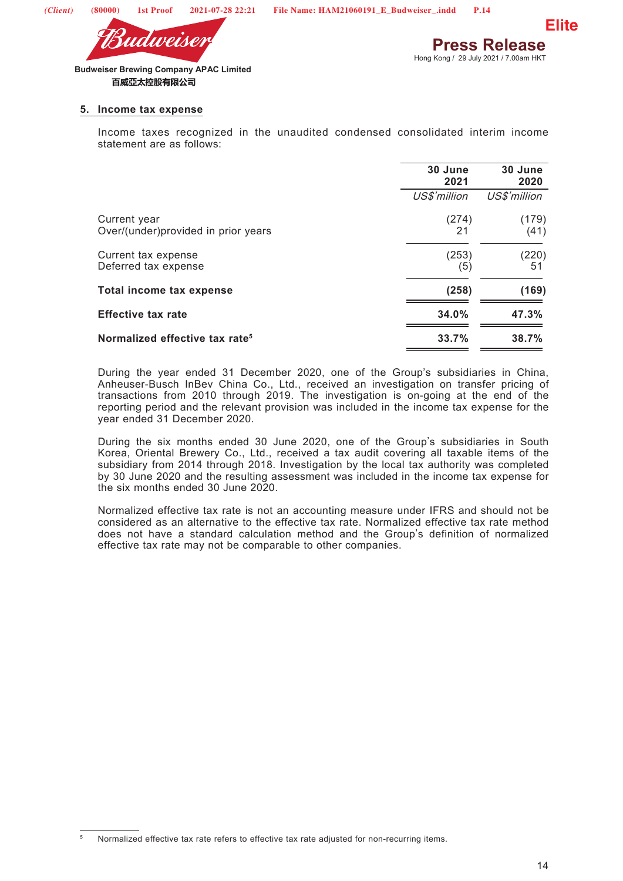## 5. Income tax expense

Income taxes recognized in the unaudited condensed consolidated interim income statement are as follows:

| | 30 June 2021 | 30 June 2020 |
|---|---|---|
| | *US$'million* | *US$'million* |
| Current year | (274) | (179) |
| Over/(under)provided in prior years | 21 | (41) |
| Current tax expense | (253) | (220) |
| Deferred tax expense | (5) | 51 |
| **Total income tax expense** | **(258)** | **(169)** |
| **Effective tax rate** | **34.0%** | **47.3%** |
| **Normalized effective tax rate[5]** | **33.7%** | **38.7%** |

During the year ended 31 December 2020, one of the Group's subsidiaries in China, Anheuser-Busch InBev China Co., Ltd., received an investigation on transfer pricing of transactions from 2010 through 2019. The investigation is on-going at the end of the reporting period and the relevant provision was included in the income tax expense for the year ended 31 December 2020.

During the six months ended 30 June 2020, one of the Group's subsidiaries in South Korea, Oriental Brewery Co., Ltd., received a tax audit covering all taxable items of the subsidiary from 2014 through 2018. Investigation by the local tax authority was completed by 30 June 2020 and the resulting assessment was included in the income tax expense for the six months ended 30 June 2020.

Normalized effective tax rate is not an accounting measure under IFRS and should not be considered as an alternative to the effective tax rate. Normalized effective tax rate method does not have a standard calculation method and the Group's definition of normalized effective tax rate may not be comparable to other companies.

[5] Normalized effective tax rate refers to effective tax rate adjusted for non-recurring items.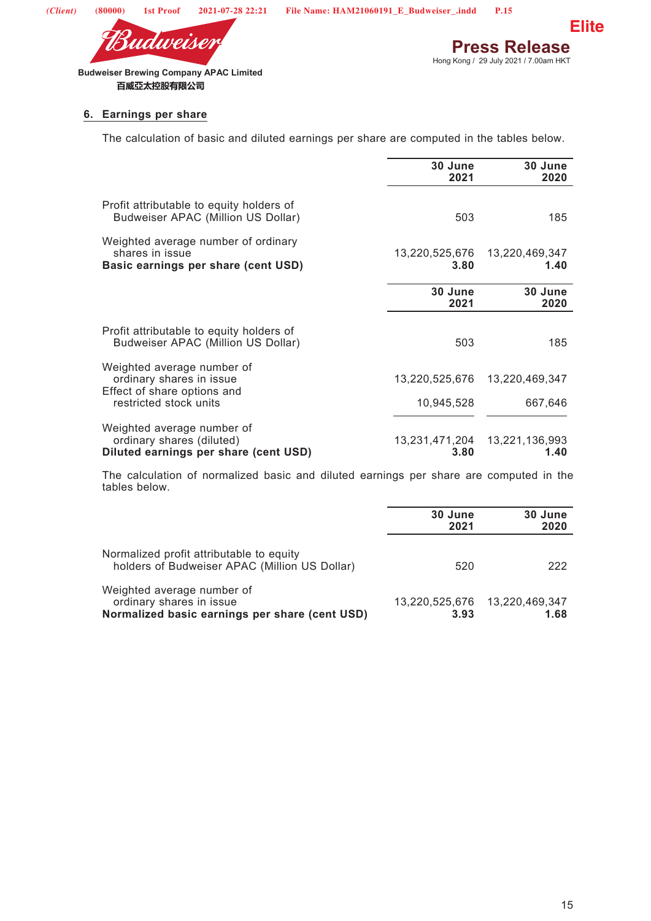## 6. Earnings per share

The calculation of basic and diluted earnings per share are computed in the tables below.

| | 30 June 2021 | 30 June 2020 |
|---|---|---|
| Profit attributable to equity holders of Budweiser APAC (Million US Dollar) | 503 | 185 |
| Weighted average number of ordinary shares in issue | 13,220,525,676 | 13,220,469,347 |
| **Basic earnings per share (cent USD)** | **3.80** | **1.40** |

| | 30 June 2021 | 30 June 2020 |
|---|---|---|
| Profit attributable to equity holders of Budweiser APAC (Million US Dollar) | 503 | 185 |
| Weighted average number of ordinary shares in issue | 13,220,525,676 | 13,220,469,347 |
| Effect of share options and restricted stock units | 10,945,528 | 667,646 |
| Weighted average number of ordinary shares (diluted) | 13,231,471,204 | 13,221,136,993 |
| **Diluted earnings per share (cent USD)** | **3.80** | **1.40** |

The calculation of normalized basic and diluted earnings per share are computed in the tables below.

| | 30 June 2021 | 30 June 2020 |
|---|---|---|
| Normalized profit attributable to equity holders of Budweiser APAC (Million US Dollar) | 520 | 222 |
| Weighted average number of ordinary shares in issue | 13,220,525,676 | 13,220,469,347 |
| **Normalized basic earnings per share (cent USD)** | **3.93** | **1.68** |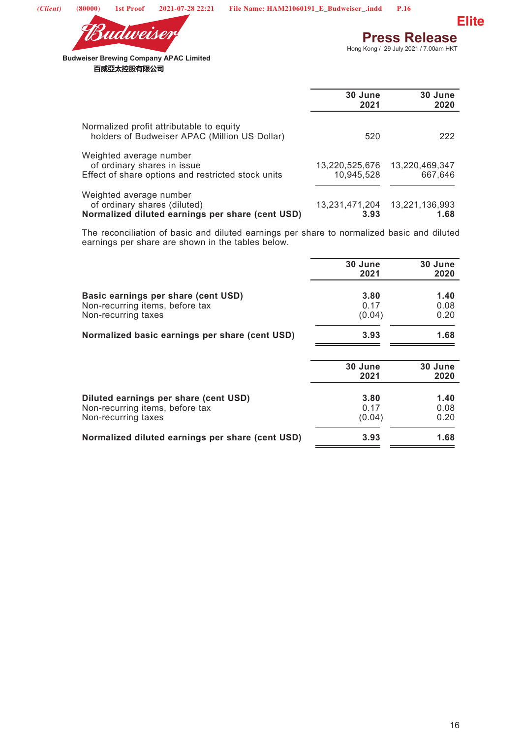| | 30 June 2021 | 30 June 2020 |
|---|---|---|
| Normalized profit attributable to equity holders of Budweiser APAC (Million US Dollar) | 520 | 222 |
| Weighted average number of ordinary shares in issue | 13,220,525,676 | 13,220,469,347 |
| Effect of share options and restricted stock units | 10,945,528 | 667,646 |
| Weighted average number of ordinary shares (diluted) | 13,231,471,204 | 13,221,136,993 |
| **Normalized diluted earnings per share (cent USD)** | **3.93** | **1.68** |

The reconciliation of basic and diluted earnings per share to normalized basic and diluted earnings per share are shown in the tables below.

| | 30 June 2021 | 30 June 2020 |
|---|---|---|
| **Basic earnings per share (cent USD)** | **3.80** | **1.40** |
| Non-recurring items, before tax | 0.17 | 0.08 |
| Non-recurring taxes | (0.04) | 0.20 |
| **Normalized basic earnings per share (cent USD)** | **3.93** | **1.68** |

| | 30 June 2021 | 30 June 2020 |
|---|---|---|
| **Diluted earnings per share (cent USD)** | **3.80** | **1.40** |
| Non-recurring items, before tax | 0.17 | 0.08 |
| Non-recurring taxes | (0.04) | 0.20 |
| **Normalized diluted earnings per share (cent USD)** | **3.93** | **1.68** |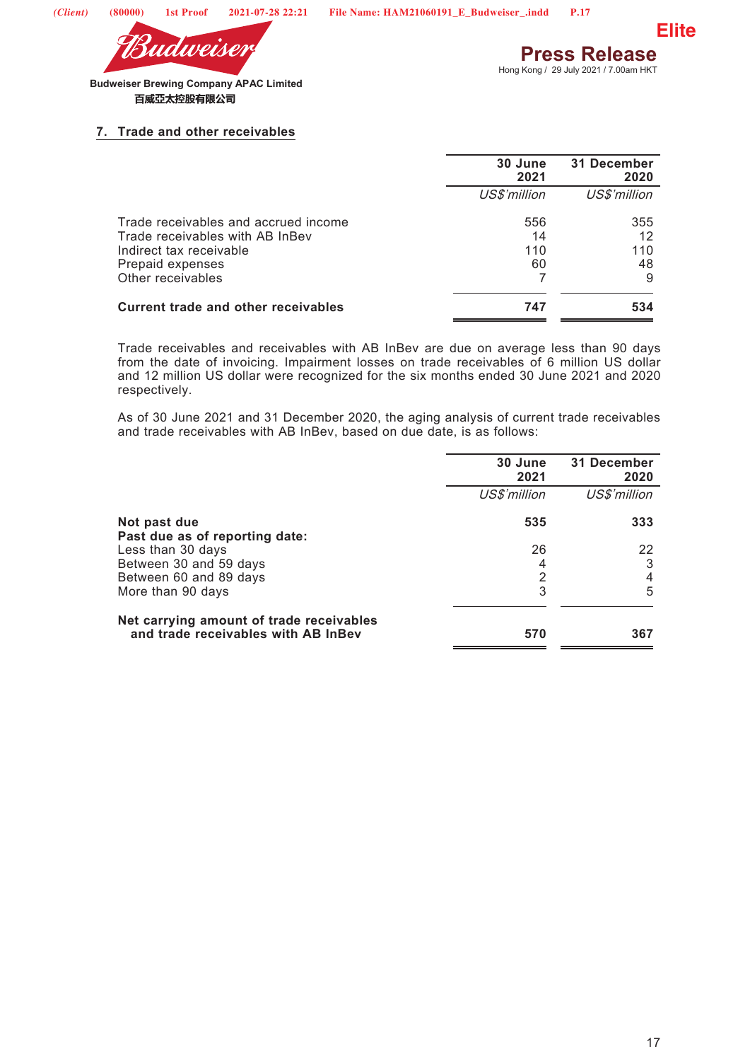## 7. Trade and other receivables

| | 30 June 2021 | 31 December 2020 |
|---|---|---|
| | *US$'million* | *US$'million* |
| Trade receivables and accrued income | 556 | 355 |
| Trade receivables with AB InBev | 14 | 12 |
| Indirect tax receivable | 110 | 110 |
| Prepaid expenses | 60 | 48 |
| Other receivables | 7 | 9 |
| **Current trade and other receivables** | **747** | **534** |

Trade receivables and receivables with AB InBev are due on average less than 90 days from the date of invoicing. Impairment losses on trade receivables of 6 million US dollar and 12 million US dollar were recognized for the six months ended 30 June 2021 and 2020 respectively.

As of 30 June 2021 and 31 December 2020, the aging analysis of current trade receivables and trade receivables with AB InBev, based on due date, is as follows:

| | 30 June 2021 | 31 December 2020 |
|---|---|---|
| | *US$'million* | *US$'million* |
| **Not past due** | **535** | **333** |
| **Past due as of reporting date:** | | |
| Less than 30 days | 26 | 22 |
| Between 30 and 59 days | 4 | 3 |
| Between 60 and 89 days | 2 | 4 |
| More than 90 days | 3 | 5 |
| **Net carrying amount of trade receivables and trade receivables with AB InBev** | **570** | **367** |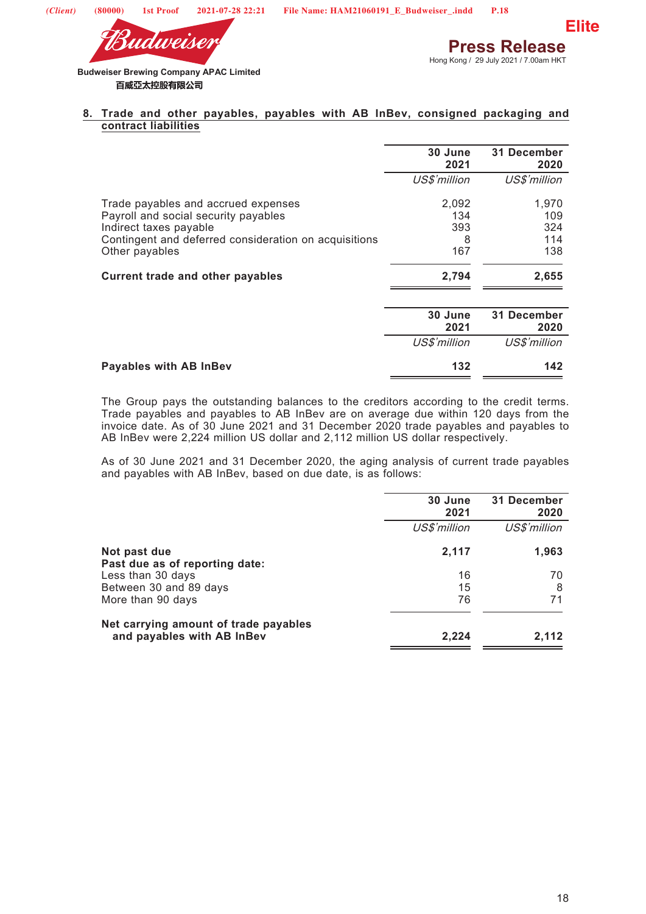## 8. Trade and other payables, payables with AB InBev, consigned packaging and contract liabilities

| | 30 June 2021 | 31 December 2020 |
|---|---|---|
| | *US$'million* | *US$'million* |
| Trade payables and accrued expenses | 2,092 | 1,970 |
| Payroll and social security payables | 134 | 109 |
| Indirect taxes payable | 393 | 324 |
| Contingent and deferred consideration on acquisitions | 8 | 114 |
| Other payables | 167 | 138 |
| **Current trade and other payables** | **2,794** | **2,655** |

| | 30 June 2021 | 31 December 2020 |
|---|---|---|
| | *US$'million* | *US$'million* |
| **Payables with AB InBev** | **132** | **142** |

The Group pays the outstanding balances to the creditors according to the credit terms. Trade payables and payables to AB InBev are on average due within 120 days from the invoice date. As of 30 June 2021 and 31 December 2020 trade payables and payables to AB InBev were 2,224 million US dollar and 2,112 million US dollar respectively.

As of 30 June 2021 and 31 December 2020, the aging analysis of current trade payables and payables with AB InBev, based on due date, is as follows:

| | 30 June 2021 | 31 December 2020 |
|---|---|---|
| | *US$'million* | *US$'million* |
| **Not past due** | **2,117** | **1,963** |
| **Past due as of reporting date:** | | |
| Less than 30 days | 16 | 70 |
| Between 30 and 89 days | 15 | 8 |
| More than 90 days | 76 | 71 |
| **Net carrying amount of trade payables and payables with AB InBev** | **2,224** | **2,112** |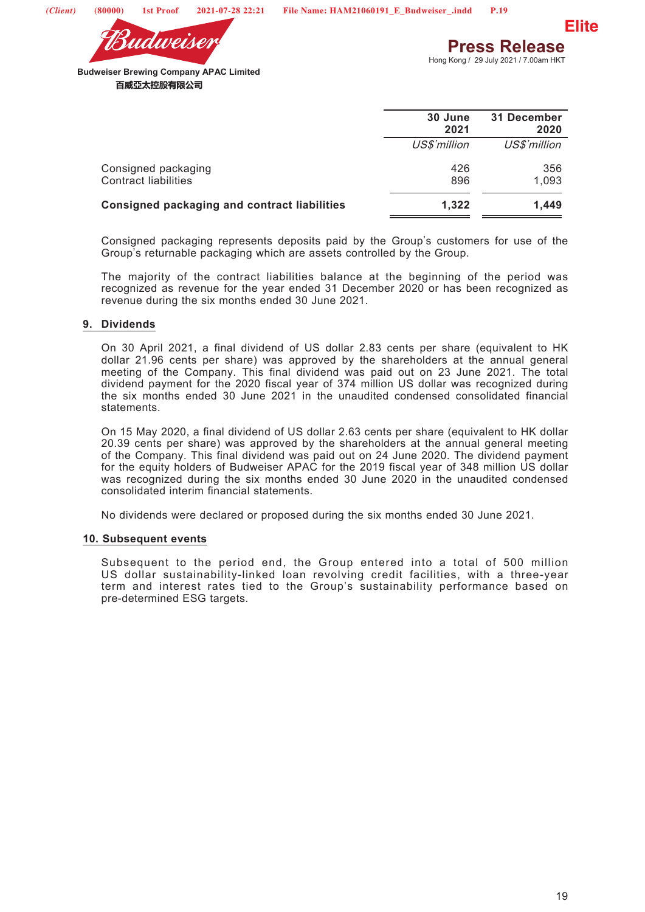| | 30 June 2021 | 31 December 2020 |
|---|---|---|
| | *US$'million* | *US$'million* |
| Consigned packaging | 426 | 356 |
| Contract liabilities | 896 | 1,093 |
| **Consigned packaging and contract liabilities** | **1,322** | **1,449** |

Consigned packaging represents deposits paid by the Group's customers for use of the Group's returnable packaging which are assets controlled by the Group.

The majority of the contract liabilities balance at the beginning of the period was recognized as revenue for the year ended 31 December 2020 or has been recognized as revenue during the six months ended 30 June 2021.

## 9. Dividends

On 30 April 2021, a final dividend of US dollar 2.83 cents per share (equivalent to HK dollar 21.96 cents per share) was approved by the shareholders at the annual general meeting of the Company. This final dividend was paid out on 23 June 2021. The total dividend payment for the 2020 fiscal year of 374 million US dollar was recognized during the six months ended 30 June 2021 in the unaudited condensed consolidated financial statements.

On 15 May 2020, a final dividend of US dollar 2.63 cents per share (equivalent to HK dollar 20.39 cents per share) was approved by the shareholders at the annual general meeting of the Company. This final dividend was paid out on 24 June 2020. The dividend payment for the equity holders of Budweiser APAC for the 2019 fiscal year of 348 million US dollar was recognized during the six months ended 30 June 2020 in the unaudited condensed consolidated interim financial statements.

No dividends were declared or proposed during the six months ended 30 June 2021.

## 10. Subsequent events

Subsequent to the period end, the Group entered into a total of 500 million US dollar sustainability-linked loan revolving credit facilities, with a three-year term and interest rates tied to the Group's sustainability performance based on pre-determined ESG targets.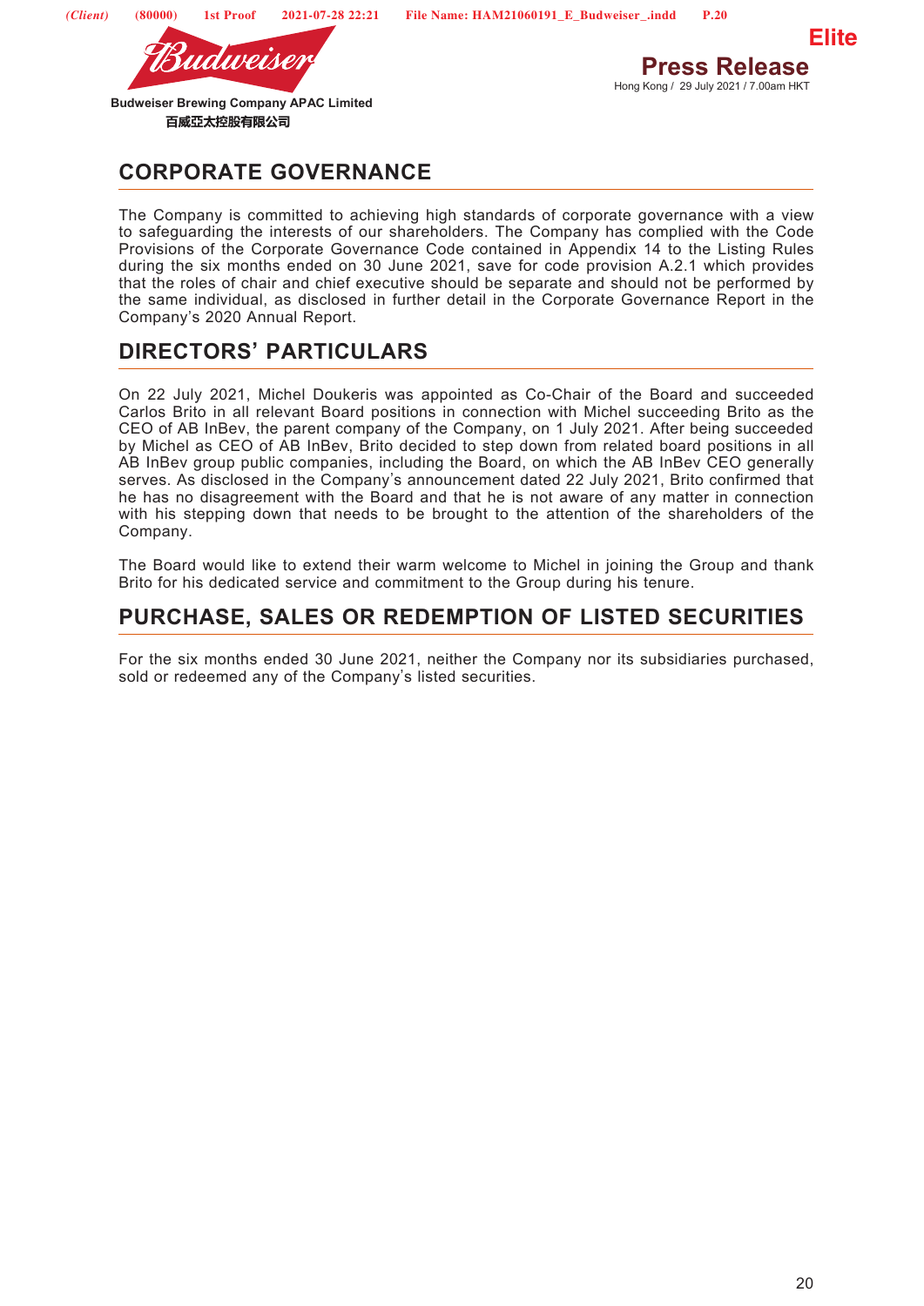## CORPORATE GOVERNANCE

The Company is committed to achieving high standards of corporate governance with a view to safeguarding the interests of our shareholders. The Company has complied with the Code Provisions of the Corporate Governance Code contained in Appendix 14 to the Listing Rules during the six months ended on 30 June 2021, save for code provision A.2.1 which provides that the roles of chair and chief executive should be separate and should not be performed by the same individual, as disclosed in further detail in the Corporate Governance Report in the Company's 2020 Annual Report.

## DIRECTORS' PARTICULARS

On 22 July 2021, Michel Doukeris was appointed as Co-Chair of the Board and succeeded Carlos Brito in all relevant Board positions in connection with Michel succeeding Brito as the CEO of AB InBev, the parent company of the Company, on 1 July 2021. After being succeeded by Michel as CEO of AB InBev, Brito decided to step down from related board positions in all AB InBev group public companies, including the Board, on which the AB InBev CEO generally serves. As disclosed in the Company's announcement dated 22 July 2021, Brito confirmed that he has no disagreement with the Board and that he is not aware of any matter in connection with his stepping down that needs to be brought to the attention of the shareholders of the Company.

The Board would like to extend their warm welcome to Michel in joining the Group and thank Brito for his dedicated service and commitment to the Group during his tenure.

## PURCHASE, SALES OR REDEMPTION OF LISTED SECURITIES

For the six months ended 30 June 2021, neither the Company nor its subsidiaries purchased, sold or redeemed any of the Company's listed securities.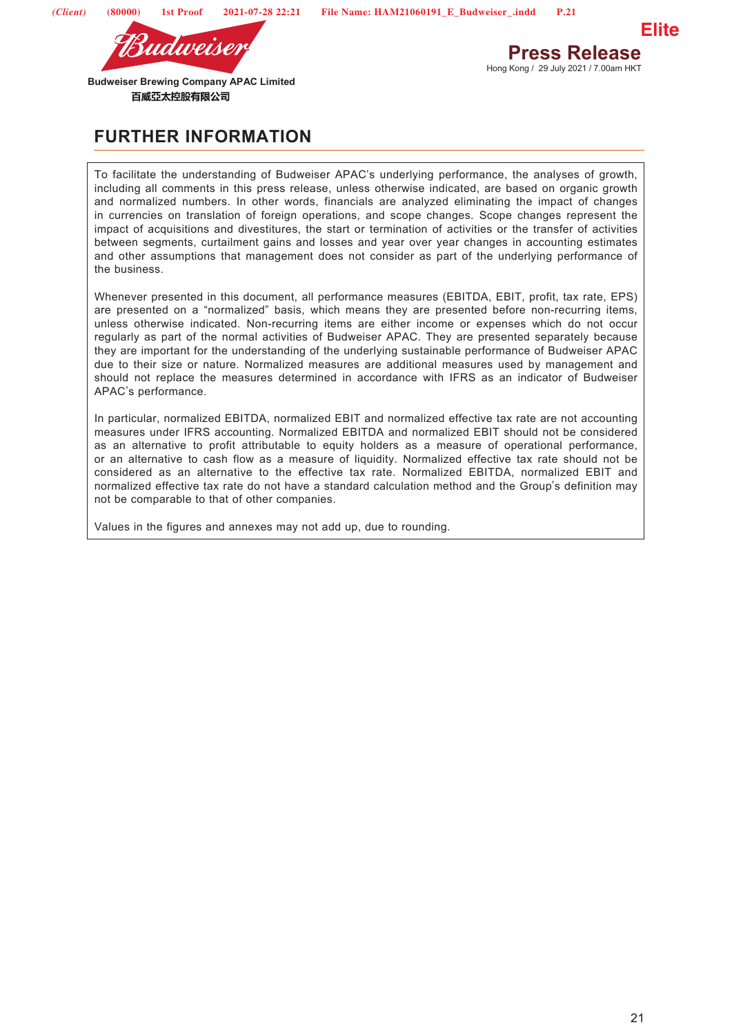## FURTHER INFORMATION

To facilitate the understanding of Budweiser APAC's underlying performance, the analyses of growth, including all comments in this press release, unless otherwise indicated, are based on organic growth and normalized numbers. In other words, financials are analyzed eliminating the impact of changes in currencies on translation of foreign operations, and scope changes. Scope changes represent the impact of acquisitions and divestitures, the start or termination of activities or the transfer of activities between segments, curtailment gains and losses and year over year changes in accounting estimates and other assumptions that management does not consider as part of the underlying performance of the business.

Whenever presented in this document, all performance measures (EBITDA, EBIT, profit, tax rate, EPS) are presented on a "normalized" basis, which means they are presented before non-recurring items, unless otherwise indicated. Non-recurring items are either income or expenses which do not occur regularly as part of the normal activities of Budweiser APAC. They are presented separately because they are important for the understanding of the underlying sustainable performance of Budweiser APAC due to their size or nature. Normalized measures are additional measures used by management and should not replace the measures determined in accordance with IFRS as an indicator of Budweiser APAC's performance.

In particular, normalized EBITDA, normalized EBIT and normalized effective tax rate are not accounting measures under IFRS accounting. Normalized EBITDA and normalized EBIT should not be considered as an alternative to profit attributable to equity holders as a measure of operational performance, or an alternative to cash flow as a measure of liquidity. Normalized effective tax rate should not be considered as an alternative to the effective tax rate. Normalized EBITDA, normalized EBIT and normalized effective tax rate do not have a standard calculation method and the Group's definition may not be comparable to that of other companies.

Values in the figures and annexes may not add up, due to rounding.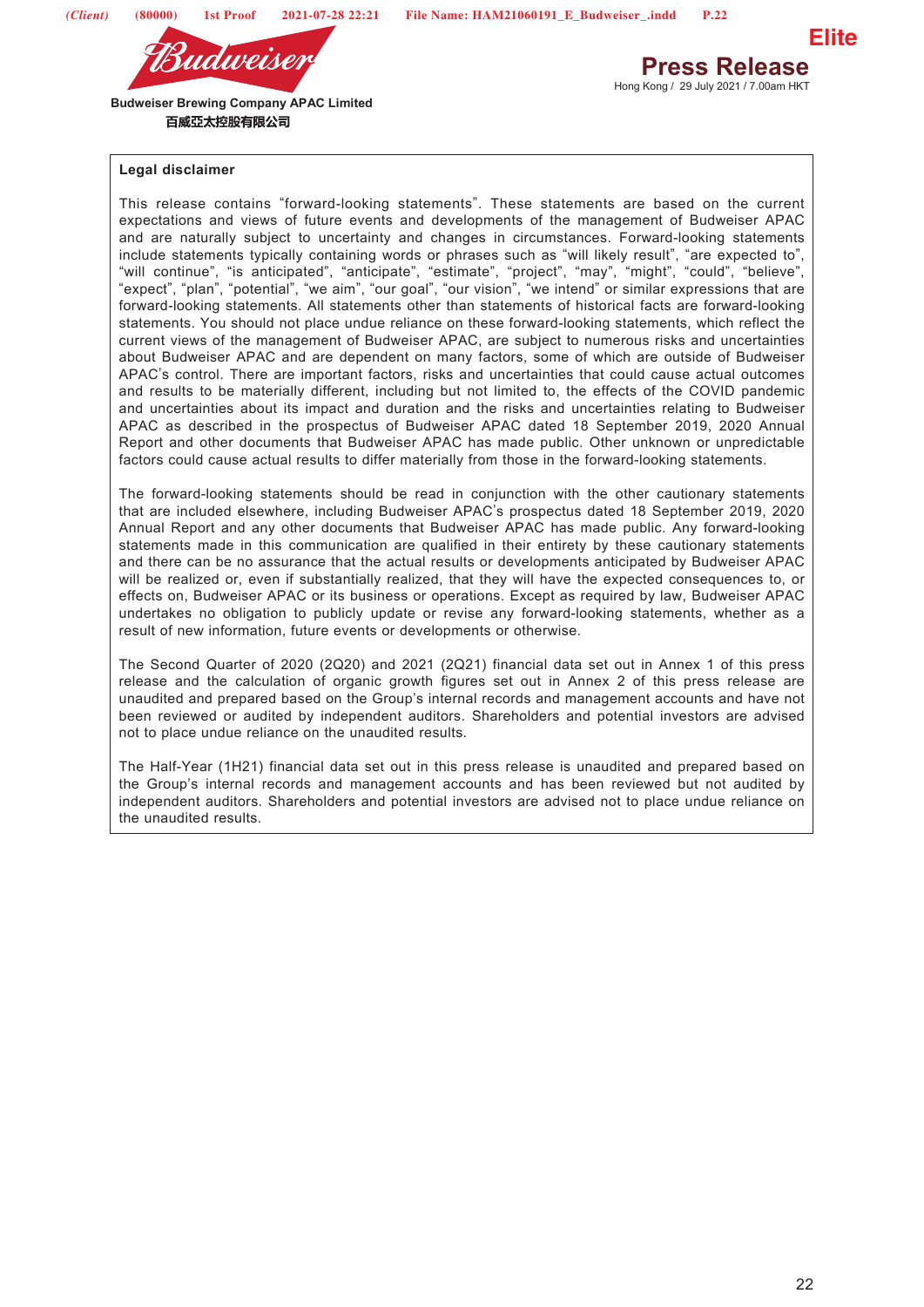Budweiser Brewing Company APAC Limited
百威亞太控股有限公司

**Press Release**
Hong Kong / 29 July 2021 / 7.00am HKT

**Legal disclaimer**

This release contains "forward-looking statements". These statements are based on the current expectations and views of future events and developments of the management of Budweiser APAC and are naturally subject to uncertainty and changes in circumstances. Forward-looking statements include statements typically containing words or phrases such as "will likely result", "are expected to", "will continue", "is anticipated", "anticipate", "estimate", "project", "may", "might", "could", "believe", "expect", "plan", "potential", "we aim", "our goal", "our vision", "we intend" or similar expressions that are forward-looking statements. All statements other than statements of historical facts are forward-looking statements. You should not place undue reliance on these forward-looking statements, which reflect the current views of the management of Budweiser APAC, are subject to numerous risks and uncertainties about Budweiser APAC and are dependent on many factors, some of which are outside of Budweiser APAC's control. There are important factors, risks and uncertainties that could cause actual outcomes and results to be materially different, including but not limited to, the effects of the COVID pandemic and uncertainties about its impact and duration and the risks and uncertainties relating to Budweiser APAC as described in the prospectus of Budweiser APAC dated 18 September 2019, 2020 Annual Report and other documents that Budweiser APAC has made public. Other unknown or unpredictable factors could cause actual results to differ materially from those in the forward-looking statements.

The forward-looking statements should be read in conjunction with the other cautionary statements that are included elsewhere, including Budweiser APAC's prospectus dated 18 September 2019, 2020 Annual Report and any other documents that Budweiser APAC has made public. Any forward-looking statements made in this communication are qualified in their entirety by these cautionary statements and there can be no assurance that the actual results or developments anticipated by Budweiser APAC will be realized or, even if substantially realized, that they will have the expected consequences to, or effects on, Budweiser APAC or its business or operations. Except as required by law, Budweiser APAC undertakes no obligation to publicly update or revise any forward-looking statements, whether as a result of new information, future events or developments or otherwise.

The Second Quarter of 2020 (2Q20) and 2021 (2Q21) financial data set out in Annex 1 of this press release and the calculation of organic growth figures set out in Annex 2 of this press release are unaudited and prepared based on the Group's internal records and management accounts and have not been reviewed or audited by independent auditors. Shareholders and potential investors are advised not to place undue reliance on the unaudited results.

The Half-Year (1H21) financial data set out in this press release is unaudited and prepared based on the Group's internal records and management accounts and has been reviewed but not audited by independent auditors. Shareholders and potential investors are advised not to place undue reliance on the unaudited results.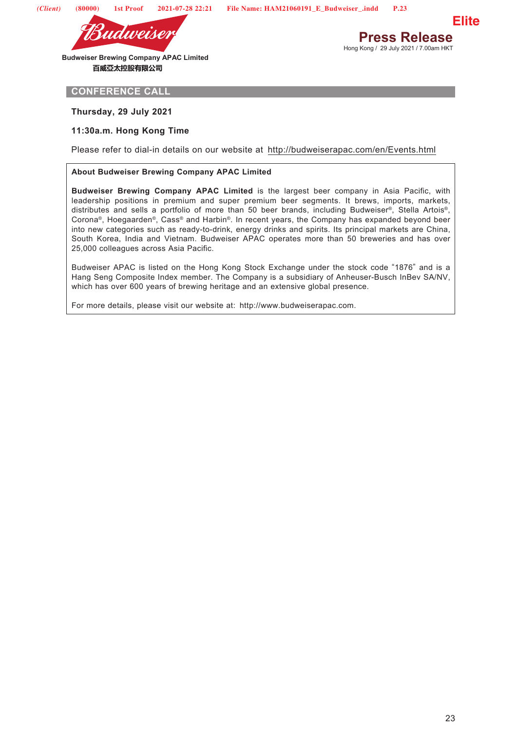Budweiser Brewing Company APAC Limited
百威亞太控股有限公司

# Press Release

Hong Kong / 29 July 2021 / 7.00am HKT

## CONFERENCE CALL

**Thursday, 29 July 2021**

**11:30a.m. Hong Kong Time**

Please refer to dial-in details on our website at http://budweiserapac.com/en/Events.html

### About Budweiser Brewing Company APAC Limited

**Budweiser Brewing Company APAC Limited** is the largest beer company in Asia Pacific, with leadership positions in premium and super premium beer segments. It brews, imports, markets, distributes and sells a portfolio of more than 50 beer brands, including Budweiser®, Stella Artois®, Corona®, Hoegaarden®, Cass® and Harbin®. In recent years, the Company has expanded beyond beer into new categories such as ready-to-drink, energy drinks and spirits. Its principal markets are China, South Korea, India and Vietnam. Budweiser APAC operates more than 50 breweries and has over 25,000 colleagues across Asia Pacific.

Budweiser APAC is listed on the Hong Kong Stock Exchange under the stock code "1876" and is a Hang Seng Composite Index member. The Company is a subsidiary of Anheuser-Busch InBev SA/NV, which has over 600 years of brewing heritage and an extensive global presence.

For more details, please visit our website at: http://www.budweiserapac.com.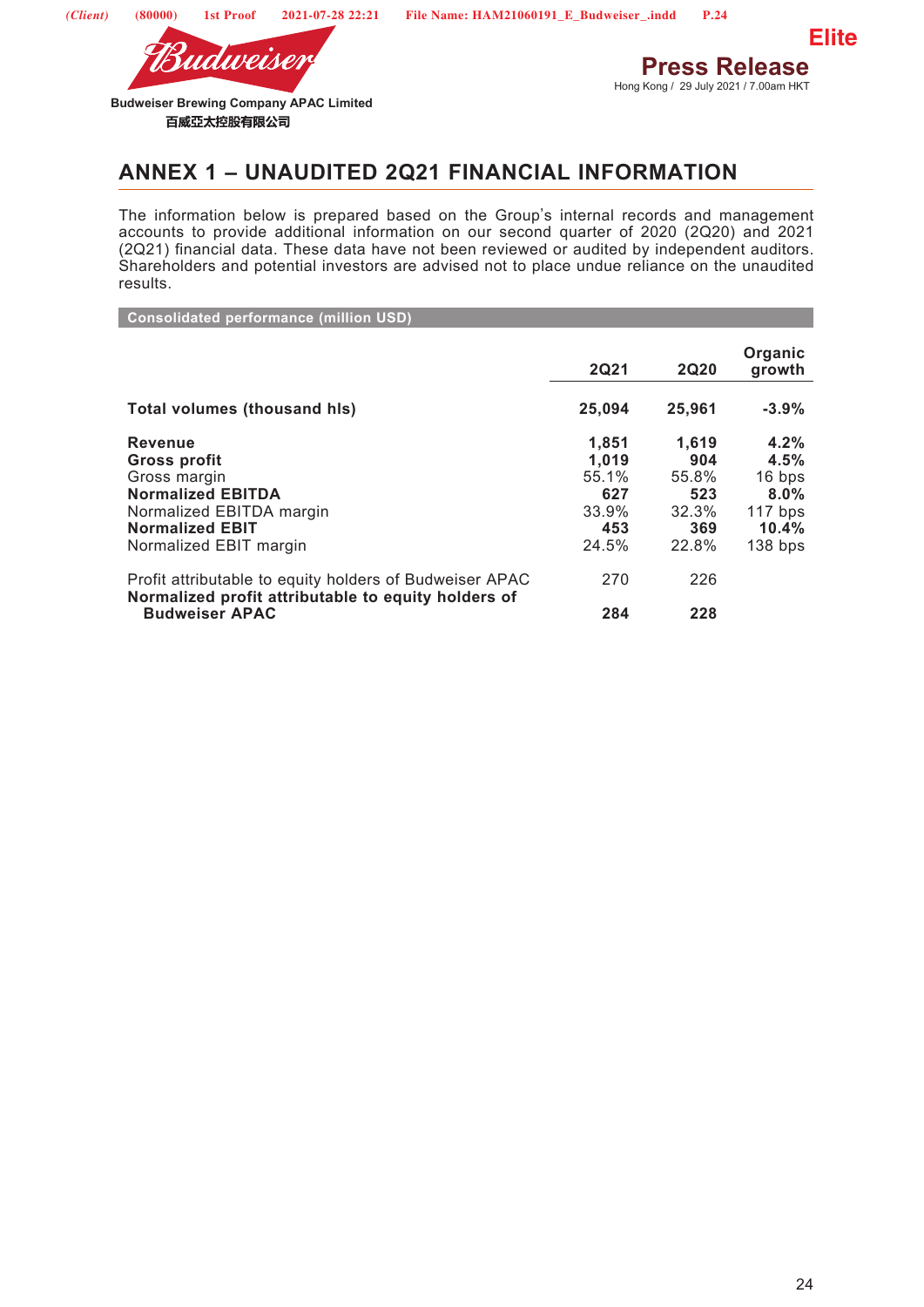# ANNEX 1 – UNAUDITED 2Q21 FINANCIAL INFORMATION

The information below is prepared based on the Group's internal records and management accounts to provide additional information on our second quarter of 2020 (2Q20) and 2021 (2Q21) financial data. These data have not been reviewed or audited by independent auditors. Shareholders and potential investors are advised not to place undue reliance on the unaudited results.

**Consolidated performance (million USD)**

| | 2Q21 | 2Q20 | Organic growth |
|---|---|---|---|
| **Total volumes (thousand hls)** | **25,094** | **25,961** | **-3.9%** |
| **Revenue** | **1,851** | **1,619** | **4.2%** |
| **Gross profit** | **1,019** | **904** | **4.5%** |
| Gross margin | 55.1% | 55.8% | 16 bps |
| **Normalized EBITDA** | **627** | **523** | **8.0%** |
| Normalized EBITDA margin | 33.9% | 32.3% | 117 bps |
| **Normalized EBIT** | **453** | **369** | **10.4%** |
| Normalized EBIT margin | 24.5% | 22.8% | 138 bps |
| Profit attributable to equity holders of Budweiser APAC | 270 | 226 | |
| **Normalized profit attributable to equity holders of Budweiser APAC** | **284** | **228** | |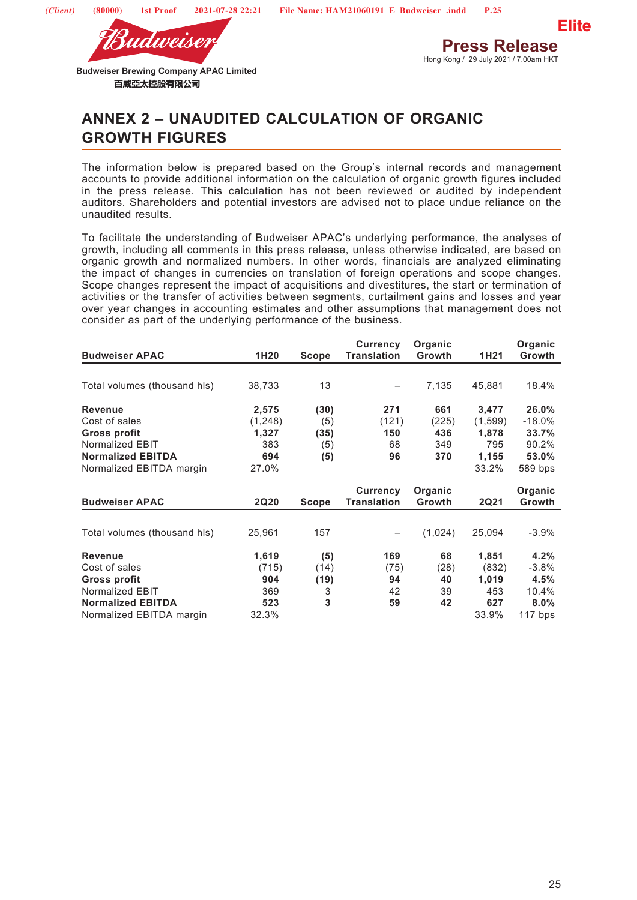Budweiser Brewing Company APAC Limited
百威亞太控股有限公司

**Press Release**
Hong Kong / 29 July 2021 / 7.00am HKT

# ANNEX 2 – UNAUDITED CALCULATION OF ORGANIC GROWTH FIGURES

The information below is prepared based on the Group's internal records and management accounts to provide additional information on the calculation of organic growth figures included in the press release. This calculation has not been reviewed or audited by independent auditors. Shareholders and potential investors are advised not to place undue reliance on the unaudited results.

To facilitate the understanding of Budweiser APAC's underlying performance, the analyses of growth, including all comments in this press release, unless otherwise indicated, are based on organic growth and normalized numbers. In other words, financials are analyzed eliminating the impact of changes in currencies on translation of foreign operations and scope changes. Scope changes represent the impact of acquisitions and divestitures, the start or termination of activities or the transfer of activities between segments, curtailment gains and losses and year over year changes in accounting estimates and other assumptions that management does not consider as part of the underlying performance of the business.

| **Budweiser APAC** | **1H20** | **Scope** | **Currency Translation** | **Organic Growth** | **1H21** | **Organic Growth** |
|---|---|---|---|---|---|---|
| Total volumes (thousand hls) | 38,733 | 13 | – | 7,135 | 45,881 | 18.4% |
| **Revenue** | **2,575** | **(30)** | **271** | **661** | **3,477** | **26.0%** |
| Cost of sales | (1,248) | (5) | (121) | (225) | (1,599) | -18.0% |
| **Gross profit** | **1,327** | **(35)** | **150** | **436** | **1,878** | **33.7%** |
| Normalized EBIT | 383 | (5) | 68 | 349 | 795 | 90.2% |
| **Normalized EBITDA** | **694** | **(5)** | **96** | **370** | **1,155** | **53.0%** |
| Normalized EBITDA margin | 27.0% | | | | 33.2% | 589 bps |

| **Budweiser APAC** | **2Q20** | **Scope** | **Currency Translation** | **Organic Growth** | **2Q21** | **Organic Growth** |
|---|---|---|---|---|---|---|
| Total volumes (thousand hls) | 25,961 | 157 | – | (1,024) | 25,094 | -3.9% |
| **Revenue** | **1,619** | **(5)** | **169** | **68** | **1,851** | **4.2%** |
| Cost of sales | (715) | (14) | (75) | (28) | (832) | -3.8% |
| **Gross profit** | **904** | **(19)** | **94** | **40** | **1,019** | **4.5%** |
| Normalized EBIT | 369 | 3 | 42 | 39 | 453 | 10.4% |
| **Normalized EBITDA** | **523** | **3** | **59** | **42** | **627** | **8.0%** |
| Normalized EBITDA margin | 32.3% | | | | 33.9% | 117 bps |